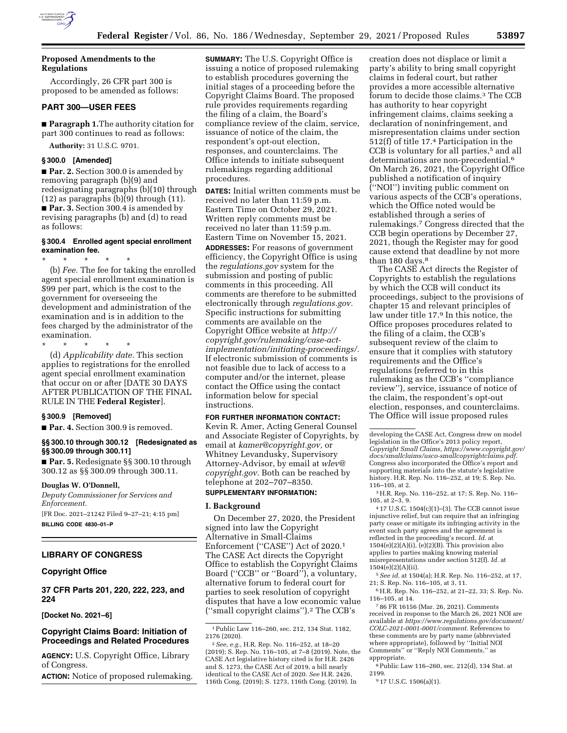## Proposed Amendments to the Regulations

Accordingly, 26 CFR part 300 is proposed to be amended as follows:

## PART 300—USER FEES

■ **Paragraph 1.** The authority citation for part 300 continues to read as follows:

**Authority:** 31 U.S.C. 9701.

### § 300.0 [Amended]

■ **Par. 2.** Section 300.0 is amended by removing paragraph (b)(9) and redesignating paragraphs (b)(10) through (12) as paragraphs (b)(9) through (11).

■ **Par. 3.** Section 300.4 is amended by revising paragraphs (b) and (d) to read as follows:

### § 300.4 Enrolled agent special enrollment examination fee.

\* \* \* \* \*

(b) *Fee.* The fee for taking the enrolled agent special enrollment examination is $99 per part, which is the cost to the government for overseeing the development and administration of the examination and is in addition to the fees charged by the administrator of the examination.

\* \* \* \* \*

(d) *Applicability date.* This section applies to registrations for the enrolled agent special enrollment examination that occur on or after [DATE 30 DAYS AFTER PUBLICATION OF THE FINAL RULE IN THE **Federal Register**].

### § 300.9 [Removed]

■ **Par. 4.** Section 300.9 is removed.

### §§ 300.10 through 300.12 [Redesignated as §§ 300.09 through 300.11]

■ **Par. 5.** Redesignate §§ 300.10 through 300.12 as §§ 300.09 through 300.11.

**Douglas W. O'Donnell,**

*Deputy Commissioner for Services and Enforcement.*

[FR Doc. 2021–21242 Filed 9–27–21; 4:15 pm]

**BILLING CODE 4830–01–P**

---

## LIBRARY OF CONGRESS

### Copyright Office

### 37 CFR Parts 201, 220, 222, 223, and 224

**[Docket No. 2021–6]**

### Copyright Claims Board: Initiation of Proceedings and Related Procedures

**AGENCY:** U.S. Copyright Office, Library of Congress.

**ACTION:** Notice of proposed rulemaking.

**SUMMARY:** The U.S. Copyright Office is issuing a notice of proposed rulemaking to establish procedures governing the initial stages of a proceeding before the Copyright Claims Board. The proposed rule provides requirements regarding the filing of a claim, the Board's compliance review of the claim, service, issuance of notice of the claim, the respondent's opt-out election, responses, and counterclaims. The Office intends to initiate subsequent rulemakings regarding additional procedures.

**DATES:** Initial written comments must be received no later than 11:59 p.m. Eastern Time on October 29, 2021. Written reply comments must be received no later than 11:59 p.m. Eastern Time on November 15, 2021.

**ADDRESSES:** For reasons of government efficiency, the Copyright Office is using the *regulations.gov* system for the submission and posting of public comments in this proceeding. All comments are therefore to be submitted electronically through *regulations.gov.* Specific instructions for submitting comments are available on the Copyright Office website at *http://copyright.gov/rulemaking/case-act-implementation/initiating-proceedings/.* If electronic submission of comments is not feasible due to lack of access to a computer and/or the internet, please contact the Office using the contact information below for special instructions.

**FOR FURTHER INFORMATION CONTACT:** Kevin R. Amer, Acting General Counsel and Associate Register of Copyrights, by email at *kamer@copyright.gov,* or Whitney Levandusky, Supervisory Attorney-Advisor, by email at *wlev@copyright.gov.* Both can be reached by telephone at 202–707–8350.

**SUPPLEMENTARY INFORMATION:**

### I. Background

On December 27, 2020, the President signed into law the Copyright Alternative in Small-Claims Enforcement ("CASE") Act of 2020.[1] The CASE Act directs the Copyright Office to establish the Copyright Claims Board ("CCB" or "Board"), a voluntary, alternative forum to federal court for parties to seek resolution of copyright disputes that have a low economic value ("small copyright claims").[2] The CCB's creation does not displace or limit a party's ability to bring small copyright claims in federal court, but rather provides a more accessible alternative forum to decide those claims.[3] The CCB has authority to hear copyright infringement claims, claims seeking a declaration of noninfringement, and misrepresentation claims under section 512(f) of title 17.[4] Participation in the CCB is voluntary for all parties,[5] and all determinations are non-precedential.[6] On March 26, 2021, the Copyright Office published a notification of inquiry ("NOI") inviting public comment on various aspects of the CCB's operations, which the Office noted would be established through a series of rulemakings.[7] Congress directed that the CCB begin operations by December 27, 2021, though the Register may for good cause extend that deadline by not more than 180 days.[8]

The CASE Act directs the Register of Copyrights to establish the regulations by which the CCB will conduct its proceedings, subject to the provisions of chapter 15 and relevant principles of law under title 17.[9] In this notice, the Office proposes procedures related to the filing of a claim, the CCB's subsequent review of the claim to ensure that it complies with statutory requirements and the Office's regulations (referred to in this rulemaking as the CCB's "compliance review"), service, issuance of notice of the claim, the respondent's opt-out election, responses, and counterclaims. The Office will issue proposed rules

---

[1] Public Law 116–260, sec. 212, 134 Stat. 1182, 2176 (2020).

[2] *See, e.g.,* H.R. Rep. No. 116–252, at 18–20 (2019); S. Rep. No. 116–105, at 7–8 (2019). Note, the CASE Act legislative history cited is for H.R. 2426 and S. 1273, the CASE Act of 2019, a bill nearly identical to the CASE Act of 2020. *See* H.R. 2426, 116th Cong. (2019); S. 1273, 116th Cong. (2019). In developing the CASE Act, Congress drew on model legislation in the Office's 2013 policy report, *Copyright Small Claims, https://www.copyright.gov/docs/smallclaims/usco-smallcopyrightclaims.pdf.* Congress also incorporated the Office's report and supporting materials into the statute's legislative history. H.R. Rep. No. 116–252, at 19; S. Rep. No. 116–105, at 2.

[3] H.R. Rep. No. 116–252, at 17; S. Rep. No. 116–105, at 2–3, 9.

[4] 17 U.S.C. 1504(c)(1)–(3). The CCB cannot issue injunctive relief, but can require that an infringing party cease or mitigate its infringing activity in the event such party agrees and the agreement is reflected in the proceeding's record. *Id.* at 1504(e)(2)(A)(i), (e)(2)(B). This provision also applies to parties making knowing material misrepresentations under section 512(f). *Id.* at 1504(e)(2)(A)(ii).

[5] *See id.* at 1504(a); H.R. Rep. No. 116–252, at 17, 21; S. Rep. No. 116–105, at 3, 11.

[6] H.R. Rep. No. 116–252, at 21–22, 33; S. Rep. No. 116–105, at 14.

[7] 86 FR 16156 (Mar. 26, 2021). Comments received in response to the March 26, 2021 NOI are available at *https://www.regulations.gov/document/COLC-2021-0001-0001/comment.* References to these comments are by party name (abbreviated where appropriate), followed by "Initial NOI Comments" or "Reply NOI Comments," as appropriate.

[8] Public Law 116–260, sec. 212(d), 134 Stat. at 2199.

[9] 17 U.S.C. 1506(a)(1).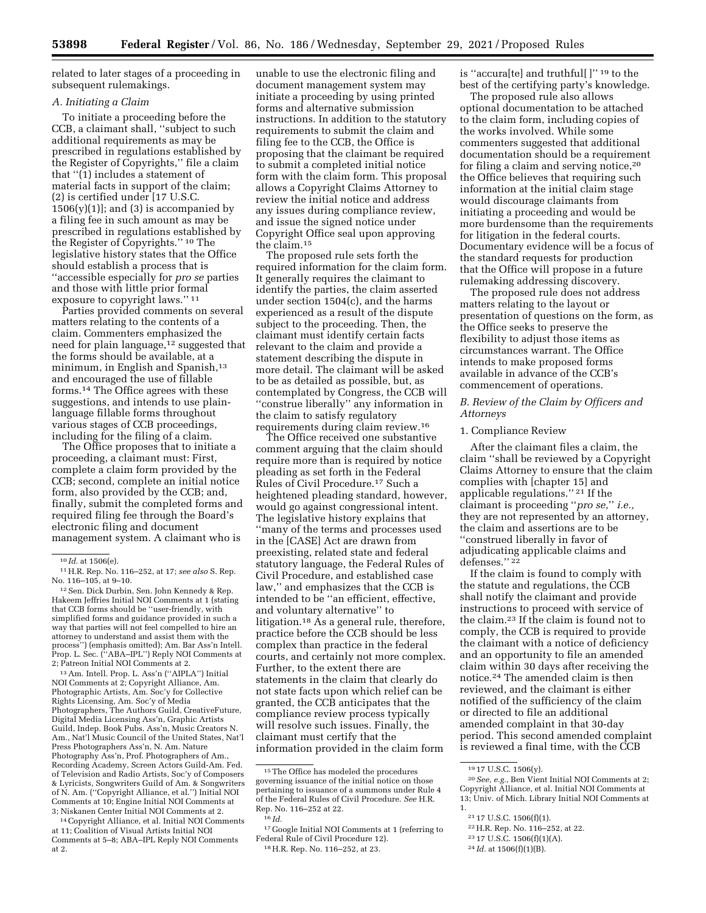related to later stages of a proceeding in subsequent rulemakings.

### A. Initiating a Claim

To initiate a proceeding before the CCB, a claimant shall, ''subject to such additional requirements as may be prescribed in regulations established by the Register of Copyrights,'' file a claim that ''(1) includes a statement of material facts in support of the claim; (2) is certified under [17 U.S.C. 1506(y)(1)]; and (3) is accompanied by a filing fee in such amount as may be prescribed in regulations established by the Register of Copyrights.'' [10] The legislative history states that the Office should establish a process that is ''accessible especially for *pro se* parties and those with little prior formal exposure to copyright laws.'' [11]

Parties provided comments on several matters relating to the contents of a claim. Commenters emphasized the need for plain language,[12] suggested that the forms should be available, at a minimum, in English and Spanish,[13] and encouraged the use of fillable forms.[14] The Office agrees with these suggestions, and intends to use plain-language fillable forms throughout various stages of CCB proceedings, including for the filing of a claim.

The Office proposes that to initiate a proceeding, a claimant must: First, complete a claim form provided by the CCB; second, complete an initial notice form, also provided by the CCB; and, finally, submit the completed forms and required filing fee through the Board's electronic filing and document management system. A claimant who is unable to use the electronic filing and document management system may initiate a proceeding by using printed forms and alternative submission instructions. In addition to the statutory requirements to submit the claim and filing fee to the CCB, the Office is proposing that the claimant be required to submit a completed initial notice form with the claim form. This proposal allows a Copyright Claims Attorney to review the initial notice and address any issues during compliance review, and issue the signed notice under Copyright Office seal upon approving the claim.[15]

The proposed rule sets forth the required information for the claim form. It generally requires the claimant to identify the parties, the claim asserted under section 1504(c), and the harms experienced as a result of the dispute subject to the proceeding. Then, the claimant must identify certain facts relevant to the claim and provide a statement describing the dispute in more detail. The claimant will be asked to be as detailed as possible, but, as contemplated by Congress, the CCB will ''construe liberally'' any information in the claim to satisfy regulatory requirements during claim review.[16]

The Office received one substantive comment arguing that the claim should require more than is required by notice pleading as set forth in the Federal Rules of Civil Procedure.[17] Such a heightened pleading standard, however, would go against congressional intent. The legislative history explains that ''many of the terms and processes used in the [CASE] Act are drawn from preexisting, related state and federal statutory language, the Federal Rules of Civil Procedure, and established case law,'' and emphasizes that the CCB is intended to be ''an efficient, effective, and voluntary alternative'' to litigation.[18] As a general rule, therefore, practice before the CCB should be less complex than practice in the federal courts, and certainly not more complex. Further, to the extent there are statements in the claim that clearly do not state facts upon which relief can be granted, the CCB anticipates that the compliance review process typically will resolve such issues. Finally, the claimant must certify that the information provided in the claim form is ''accura[te] and truthful[ ]'' [19] to the best of the certifying party's knowledge.

The proposed rule also allows optional documentation to be attached to the claim form, including copies of the works involved. While some commenters suggested that additional documentation should be a requirement for filing a claim and serving notice,[20] the Office believes that requiring such information at the initial claim stage would discourage claimants from initiating a proceeding and would be more burdensome than the requirements for litigation in the federal courts. Documentary evidence will be a focus of the standard requests for production that the Office will propose in a future rulemaking addressing discovery.

The proposed rule does not address matters relating to the layout or presentation of questions on the form, as the Office seeks to preserve the flexibility to adjust those items as circumstances warrant. The Office intends to make proposed forms available in advance of the CCB's commencement of operations.

### B. Review of the Claim by Officers and Attorneys

#### 1. Compliance Review

After the claimant files a claim, the claim ''shall be reviewed by a Copyright Claims Attorney to ensure that the claim complies with [chapter 15] and applicable regulations.'' [21] If the claimant is proceeding ''*pro se,*'' *i.e.,* they are not represented by an attorney, the claim and assertions are to be ''construed liberally in favor of adjudicating applicable claims and defenses.'' [22]

If the claim is found to comply with the statute and regulations, the CCB shall notify the claimant and provide instructions to proceed with service of the claim.[23] If the claim is found not to comply, the CCB is required to provide the claimant with a notice of deficiency and an opportunity to file an amended claim within 30 days after receiving the notice.[24] The amended claim is then reviewed, and the claimant is either notified of the sufficiency of the claim or directed to file an additional amended complaint in that 30-day period. This second amended complaint is reviewed a final time, with the CCB

---

[10] *Id.* at 1506(e).

[11] H.R. Rep. No. 116–252, at 17; *see also* S. Rep. No. 116–105, at 9–10.

[12] Sen. Dick Durbin, Sen. John Kennedy & Rep. Hakeem Jeffries Initial NOI Comments at 1 (stating that CCB forms should be ''user-friendly, with simplified forms and guidance provided in such a way that parties will not feel compelled to hire an attorney to understand and assist them with the process'') (emphasis omitted); Am. Bar Ass'n Intell. Prop. L. Sec. (''ABA–IPL'') Reply NOI Comments at 2; Patreon Initial NOI Comments at 2.

[13] Am. Intell. Prop. L. Ass'n (''AIPLA'') Initial NOI Comments at 2; Copyright Alliance, Am. Photographic Artists, Am. Soc'y for Collective Rights Licensing, Am. Soc'y of Media Photographers, The Authors Guild, CreativeFuture, Digital Media Licensing Ass'n, Graphic Artists Guild, Indep. Book Pubs. Ass'n, Music Creators N. Am., Nat'l Music Council of the United States, Nat'l Press Photographers Ass'n, N. Am. Nature Photography Ass'n, Prof. Photographers of Am., Recording Academy, Screen Actors Guild-Am. Fed. of Television and Radio Artists, Soc'y of Composers & Lyricists, Songwriters Guild of Am. & Songwriters of N. Am. (''Copyright Alliance, et al.'') Initial NOI Comments at 10; Engine Initial NOI Comments at 3; Niskanen Center Initial NOI Comments at 2.

[14] Copyright Alliance, et al. Initial NOI Comments at 11; Coalition of Visual Artists Initial NOI Comments at 5–8; ABA–IPL Reply NOI Comments at 2.

[15] The Office has modeled the procedures governing issuance of the initial notice on those pertaining to issuance of a summons under Rule 4 of the Federal Rules of Civil Procedure. *See* H.R. Rep. No. 116–252 at 22.

[16] *Id.*

[17] Google Initial NOI Comments at 1 (referring to Federal Rule of Civil Procedure 12).

[18] H.R. Rep. No. 116–252, at 23.

[19] 17 U.S.C. 1506(y).

[20] *See, e.g.,* Ben Vient Initial NOI Comments at 2; Copyright Alliance, et al. Initial NOI Comments at 13; Univ. of Mich. Library Initial NOI Comments at 1.

[21] 17 U.S.C. 1506(f)(1).

[22] H.R. Rep. No. 116–252, at 22.

[23] 17 U.S.C. 1506(f)(1)(A).

[24] *Id.* at 1506(f)(1)(B).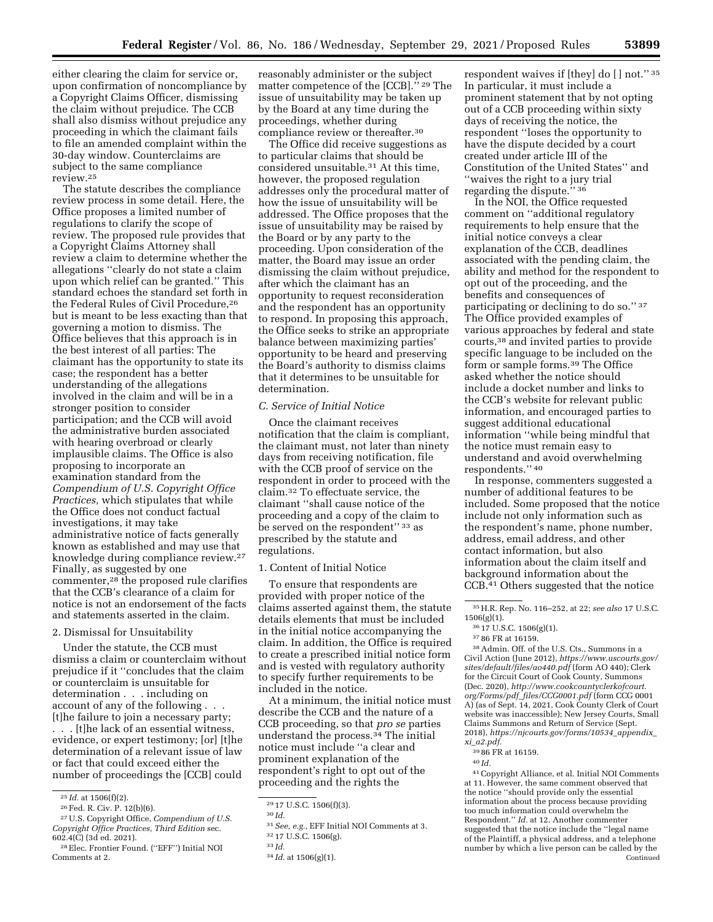either clearing the claim for service or, upon confirmation of noncompliance by a Copyright Claims Officer, dismissing the claim without prejudice. The CCB shall also dismiss without prejudice any proceeding in which the claimant fails to file an amended complaint within the 30-day window. Counterclaims are subject to the same compliance review.[25]

The statute describes the compliance review process in some detail. Here, the Office proposes a limited number of regulations to clarify the scope of review. The proposed rule provides that a Copyright Claims Attorney shall review a claim to determine whether the allegations ''clearly do not state a claim upon which relief can be granted.'' This standard echoes the standard set forth in the Federal Rules of Civil Procedure,[26] but is meant to be less exacting than that governing a motion to dismiss. The Office believes that this approach is in the best interest of all parties: The claimant has the opportunity to state its case; the respondent has a better understanding of the allegations involved in the claim and will be in a stronger position to consider participation; and the CCB will avoid the administrative burden associated with hearing overbroad or clearly implausible claims. The Office is also proposing to incorporate an examination standard from the *Compendium of U.S. Copyright Office Practices,* which stipulates that while the Office does not conduct factual investigations, it may take administrative notice of facts generally known as established and may use that knowledge during compliance review.[27] Finally, as suggested by one commenter,[28] the proposed rule clarifies that the CCB's clearance of a claim for notice is not an endorsement of the facts and statements asserted in the claim.

2. Dismissal for Unsuitability

Under the statute, the CCB must dismiss a claim or counterclaim without prejudice if it ''concludes that the claim or counterclaim is unsuitable for determination . . . including on account of any of the following . . . [t]he failure to join a necessary party; . . . [t]he lack of an essential witness, evidence, or expert testimony; [or] [t]he determination of a relevant issue of law or fact that could exceed either the number of proceedings the [CCB] could reasonably administer or the subject matter competence of the [CCB].'' [29] The issue of unsuitability may be taken up by the Board at any time during the proceedings, whether during compliance review or thereafter.[30]

The Office did receive suggestions as to particular claims that should be considered unsuitable.[31] At this time, however, the proposed regulation addresses only the procedural matter of how the issue of unsuitability will be addressed. The Office proposes that the issue of unsuitability may be raised by the Board or by any party to the proceeding. Upon consideration of the matter, the Board may issue an order dismissing the claim without prejudice, after which the claimant has an opportunity to request reconsideration and the respondent has an opportunity to respond. In proposing this approach, the Office seeks to strike an appropriate balance between maximizing parties' opportunity to be heard and preserving the Board's authority to dismiss claims that it determines to be unsuitable for determination.

### *C. Service of Initial Notice*

Once the claimant receives notification that the claim is compliant, the claimant must, not later than ninety days from receiving notification, file with the CCB proof of service on the respondent in order to proceed with the claim.[32] To effectuate service, the claimant ''shall cause notice of the proceeding and a copy of the claim to be served on the respondent'' [33] as prescribed by the statute and regulations.

1. Content of Initial Notice

To ensure that respondents are provided with proper notice of the claims asserted against them, the statute details elements that must be included in the initial notice accompanying the claim. In addition, the Office is required to create a prescribed initial notice form and is vested with regulatory authority to specify further requirements to be included in the notice.

At a minimum, the initial notice must describe the CCB and the nature of a CCB proceeding, so that *pro se* parties understand the process.[34] The initial notice must include ''a clear and prominent explanation of the respondent's right to opt out of the proceeding and the rights the respondent waives if [they] do [ ] not.'' [35] In particular, it must include a prominent statement that by not opting out of a CCB proceeding within sixty days of receiving the notice, the respondent ''loses the opportunity to have the dispute decided by a court created under article III of the Constitution of the United States'' and ''waives the right to a jury trial regarding the dispute.'' [36]

In the NOI, the Office requested comment on ''additional regulatory requirements to help ensure that the initial notice conveys a clear explanation of the CCB, deadlines associated with the pending claim, the ability and method for the respondent to opt out of the proceeding, and the benefits and consequences of participating or declining to do so.'' [37] The Office provided examples of various approaches by federal and state courts,[38] and invited parties to provide specific language to be included on the form or sample forms.[39] The Office asked whether the notice should include a docket number and links to the CCB's website for relevant public information, and encouraged parties to suggest additional educational information ''while being mindful that the notice must remain easy to understand and avoid overwhelming respondents.'' [40]

In response, commenters suggested a number of additional features to be included. Some proposed that the notice include not only information such as the respondent's name, phone number, address, email address, and other contact information, but also information about the claim itself and background information about the CCB.[41] Others suggested that the notice

---

[25] *Id.* at 1506(f)(2).

[26] Fed. R. Civ. P. 12(b)(6).

[27] U.S. Copyright Office, *Compendium of U.S. Copyright Office Practices, Third Edition* sec. 602.4(C) (3d ed. 2021).

[28] Elec. Frontier Found. (''EFF'') Initial NOI Comments at 2.

[29] 17 U.S.C. 1506(f)(3).

[30] *Id.*

[31] *See, e.g.,* EFF Initial NOI Comments at 3.

[32] 17 U.S.C. 1506(g).

[33] *Id.*

[34] *Id.* at 1506(g)(1).

[35] H.R. Rep. No. 116–252, at 22; *see also* 17 U.S.C. 1506(g)(1).

[36] 17 U.S.C. 1506(g)(1).

[37] 86 FR at 16159.

[38] Admin. Off. of the U.S. Cts., Summons in a Civil Action (June 2012), *https://www.uscourts.gov/sites/default/files/ao440.pdf* (form AO 440); Clerk for the Circuit Court of Cook County, Summons (Dec. 2020), *http://www.cookcountyclerkofcourt.org/Forms/pdf_files/CCG0001.pdf* (form CCG 0001 A) (as of Sept. 14, 2021, Cook County Clerk of Court website was inaccessible); New Jersey Courts, Small Claims Summons and Return of Service (Sept. 2018), *https://njcourts.gov/forms/10534_appendix_xi_a2.pdf*.

[39] 86 FR at 16159.

[40] *Id.*

[41] Copyright Alliance, et al. Initial NOI Comments at 11. However, the same comment observed that the notice ''should provide only the essential information about the process because providing too much information could overwhelm the Respondent.'' *Id.* at 12. Another commenter suggested that the notice include the ''legal name of the Plaintiff, a physical address, and a telephone number by which a live person can be called by the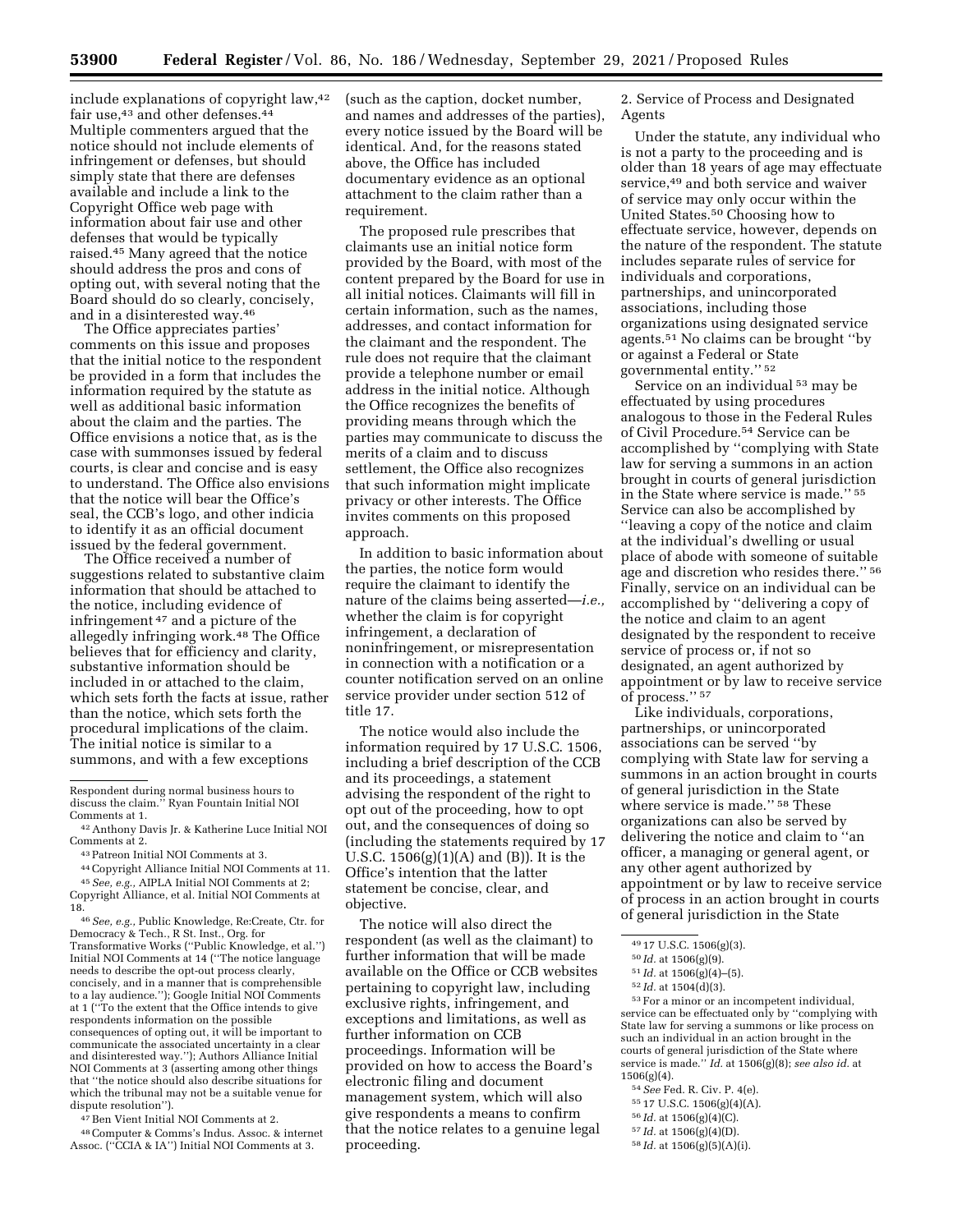include explanations of copyright law,[42] fair use,[43] and other defenses.[44] Multiple commenters argued that the notice should not include elements of infringement or defenses, but should simply state that there are defenses available and include a link to the Copyright Office web page with information about fair use and other defenses that would be typically raised.[45] Many agreed that the notice should address the pros and cons of opting out, with several noting that the Board should do so clearly, concisely, and in a disinterested way.[46]

The Office appreciates parties' comments on this issue and proposes that the initial notice to the respondent be provided in a form that includes the information required by the statute as well as additional basic information about the claim and the parties. The Office envisions a notice that, as is the case with summonses issued by federal courts, is clear and concise and is easy to understand. The Office also envisions that the notice will bear the Office's seal, the CCB's logo, and other indicia to identify it as an official document issued by the federal government.

The Office received a number of suggestions related to substantive claim information that should be attached to the notice, including evidence of infringement[47] and a picture of the allegedly infringing work.[48] The Office believes that for efficiency and clarity, substantive information should be included in or attached to the claim, which sets forth the facts at issue, rather than the notice, which sets forth the procedural implications of the claim. The initial notice is similar to a summons, and with a few exceptions (such as the caption, docket number, and names and addresses of the parties), every notice issued by the Board will be identical. And, for the reasons stated above, the Office has included documentary evidence as an optional attachment to the claim rather than a requirement.

The proposed rule prescribes that claimants use an initial notice form provided by the Board, with most of the content prepared by the Board for use in all initial notices. Claimants will fill in certain information, such as the names, addresses, and contact information for the claimant and the respondent. The rule does not require that the claimant provide a telephone number or email address in the initial notice. Although the Office recognizes the benefits of providing means through which the parties may communicate to discuss the merits of a claim and to discuss settlement, the Office also recognizes that such information might implicate privacy or other interests. The Office invites comments on this proposed approach.

In addition to basic information about the parties, the notice form would require the claimant to identify the nature of the claims being asserted—*i.e.,* whether the claim is for copyright infringement, a declaration of noninfringement, or misrepresentation in connection with a notification or a counter notification served on an online service provider under section 512 of title 17.

The notice would also include the information required by 17 U.S.C. 1506, including a brief description of the CCB and its proceedings, a statement advising the respondent of the right to opt out of the proceeding, how to opt out, and the consequences of doing so (including the statements required by 17 U.S.C. 1506(g)(1)(A) and (B)). It is the Office's intention that the latter statement be concise, clear, and objective.

The notice will also direct the respondent (as well as the claimant) to further information that will be made available on the Office or CCB websites pertaining to copyright law, including exclusive rights, infringement, and exceptions and limitations, as well as further information on CCB proceedings. Information will be provided on how to access the Board's electronic filing and document management system, which will also give respondents a means to confirm that the notice relates to a genuine legal proceeding.

2. Service of Process and Designated Agents

Under the statute, any individual who is not a party to the proceeding and is older than 18 years of age may effectuate service,[49] and both service and waiver of service may only occur within the United States.[50] Choosing how to effectuate service, however, depends on the nature of the respondent. The statute includes separate rules of service for individuals and corporations, partnerships, and unincorporated associations, including those organizations using designated service agents.[51] No claims can be brought "by or against a Federal or State governmental entity."[52]

Service on an individual[53] may be effectuated by using procedures analogous to those in the Federal Rules of Civil Procedure.[54] Service can be accomplished by "complying with State law for serving a summons in an action brought in courts of general jurisdiction in the State where service is made."[55] Service can also be accomplished by "leaving a copy of the notice and claim at the individual's dwelling or usual place of abode with someone of suitable age and discretion who resides there."[56] Finally, service on an individual can be accomplished by "delivering a copy of the notice and claim to an agent designated by the respondent to receive service of process or, if not so designated, an agent authorized by appointment or by law to receive service of process."[57]

Like individuals, corporations, partnerships, or unincorporated associations can be served "by complying with State law for serving a summons in an action brought in courts of general jurisdiction in the State where service is made."[58] These organizations can also be served by delivering the notice and claim to "an officer, a managing or general agent, or any other agent authorized by appointment or by law to receive service of process in an action brought in courts of general jurisdiction in the State

---

Respondent during normal business hours to discuss the claim." Ryan Fountain Initial NOI Comments at 1.

[42] Anthony Davis Jr. & Katherine Luce Initial NOI Comments at 2.

[43] Patreon Initial NOI Comments at 3.

[44] Copyright Alliance Initial NOI Comments at 11.

[45] *See, e.g.,* AIPLA Initial NOI Comments at 2; Copyright Alliance, et al. Initial NOI Comments at 18.

[46] *See, e.g.,* Public Knowledge, Re:Create, Ctr. for Democracy & Tech., R St. Inst., Org. for Transformative Works ("Public Knowledge, et al.") Initial NOI Comments at 14 ("The notice language needs to describe the opt-out process clearly, concisely, and in a manner that is comprehensible to a lay audience."); Google Initial NOI Comments at 1 ("To the extent that the Office intends to give respondents information on the possible consequences of opting out, it will be important to communicate the associated uncertainty in a clear and disinterested way."); Authors Alliance Initial NOI Comments at 3 (asserting among other things that "the notice should also describe situations for which the tribunal may not be a suitable venue for dispute resolution").

[47] Ben Vient Initial NOI Comments at 2.

[48] Computer & Comms's Indus. Assoc. & internet Assoc. ("CCIA & IA") Initial NOI Comments at 3.

[49] 17 U.S.C. 1506(g)(3).

[50] *Id.* at 1506(g)(9).

[51] *Id.* at 1506(g)(4)–(5).

[52] *Id.* at 1504(d)(3).

[53] For a minor or an incompetent individual, service can be effectuated only by "complying with State law for serving a summons or like process on such an individual in an action brought in the courts of general jurisdiction of the State where service is made." *Id.* at 1506(g)(8); *see also id.* at 1506(g)(4).

[54] *See* Fed. R. Civ. P. 4(e).

[55] 17 U.S.C. 1506(g)(4)(A).

[56] *Id.* at 1506(g)(4)(C).

[57] *Id.* at 1506(g)(4)(D).

[58] *Id.* at 1506(g)(5)(A)(i).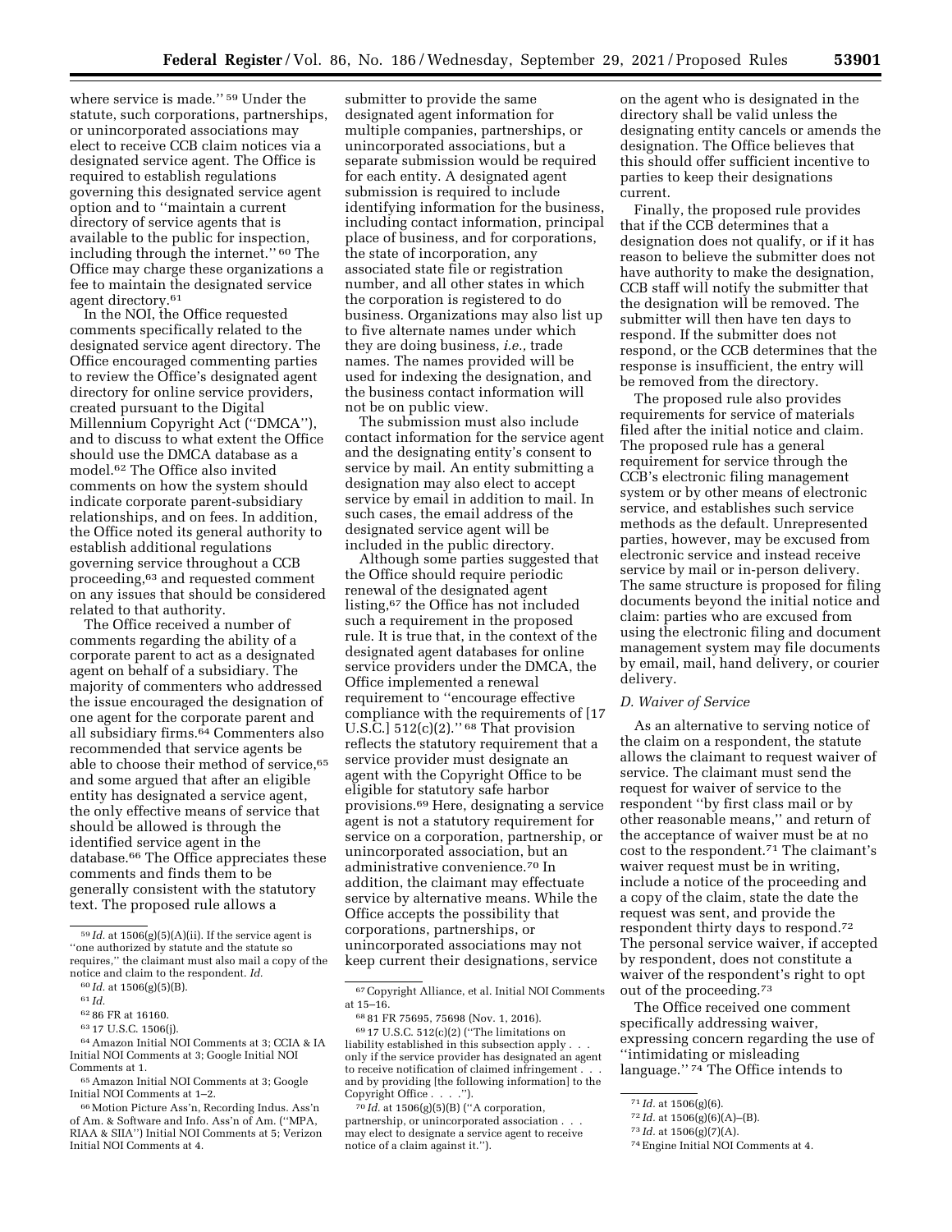where service is made.'' [59] Under the statute, such corporations, partnerships, or unincorporated associations may elect to receive CCB claim notices via a designated service agent. The Office is required to establish regulations governing this designated service agent option and to ''maintain a current directory of service agents that is available to the public for inspection, including through the internet.'' [60] The Office may charge these organizations a fee to maintain the designated service agent directory.[61]

In the NOI, the Office requested comments specifically related to the designated service agent directory. The Office encouraged commenting parties to review the Office's designated agent directory for online service providers, created pursuant to the Digital Millennium Copyright Act (''DMCA''), and to discuss to what extent the Office should use the DMCA database as a model.[62] The Office also invited comments on how the system should indicate corporate parent-subsidiary relationships, and on fees. In addition, the Office noted its general authority to establish additional regulations governing service throughout a CCB proceeding,[63] and requested comment on any issues that should be considered related to that authority.

The Office received a number of comments regarding the ability of a corporate parent to act as a designated agent on behalf of a subsidiary. The majority of commenters who addressed the issue encouraged the designation of one agent for the corporate parent and all subsidiary firms.[64] Commenters also recommended that service agents be able to choose their method of service,[65] and some argued that after an eligible entity has designated a service agent, the only effective means of service that should be allowed is through the identified service agent in the database.[66] The Office appreciates these comments and finds them to be generally consistent with the statutory text. The proposed rule allows a submitter to provide the same designated agent information for multiple companies, partnerships, or unincorporated associations, but a separate submission would be required for each entity. A designated agent submission is required to include identifying information for the business, including contact information, principal place of business, and for corporations, the state of incorporation, any associated state file or registration number, and all other states in which the corporation is registered to do business. Organizations may also list up to five alternate names under which they are doing business, *i.e.,* trade names. The names provided will be used for indexing the designation, and the business contact information will not be on public view.

The submission must also include contact information for the service agent and the designating entity's consent to service by mail. An entity submitting a designation may also elect to accept service by email in addition to mail. In such cases, the email address of the designated service agent will be included in the public directory.

Although some parties suggested that the Office should require periodic renewal of the designated agent listing,[67] the Office has not included such a requirement in the proposed rule. It is true that, in the context of the designated agent databases for online service providers under the DMCA, the Office implemented a renewal requirement to ''encourage effective compliance with the requirements of [17 U.S.C.] 512(c)(2).'' [68] That provision reflects the statutory requirement that a service provider must designate an agent with the Copyright Office to be eligible for statutory safe harbor provisions.[69] Here, designating a service agent is not a statutory requirement for service on a corporation, partnership, or unincorporated association, but an administrative convenience.[70] In addition, the claimant may effectuate service by alternative means. While the Office accepts the possibility that corporations, partnerships, or unincorporated associations may not keep current their designations, service on the agent who is designated in the directory shall be valid unless the designating entity cancels or amends the designation. The Office believes that this should offer sufficient incentive to parties to keep their designations current.

Finally, the proposed rule provides that if the CCB determines that a designation does not qualify, or if it has reason to believe the submitter does not have authority to make the designation, CCB staff will notify the submitter that the designation will be removed. The submitter will then have ten days to respond. If the submitter does not respond, or the CCB determines that the response is insufficient, the entry will be removed from the directory.

The proposed rule also provides requirements for service of materials filed after the initial notice and claim. The proposed rule has a general requirement for service through the CCB's electronic filing management system or by other means of electronic service, and establishes such service methods as the default. Unrepresented parties, however, may be excused from electronic service and instead receive service by mail or in-person delivery. The same structure is proposed for filing documents beyond the initial notice and claim: parties who are excused from using the electronic filing and document management system may file documents by email, mail, hand delivery, or courier delivery.

### *D. Waiver of Service*

As an alternative to serving notice of the claim on a respondent, the statute allows the claimant to request waiver of service. The claimant must send the request for waiver of service to the respondent ''by first class mail or by other reasonable means,'' and return of the acceptance of waiver must be at no cost to the respondent.[71] The claimant's waiver request must be in writing, include a notice of the proceeding and a copy of the claim, state the date the request was sent, and provide the respondent thirty days to respond.[72] The personal service waiver, if accepted by respondent, does not constitute a waiver of the respondent's right to opt out of the proceeding.[73]

The Office received one comment specifically addressing waiver, expressing concern regarding the use of ''intimidating or misleading language.'' [74] The Office intends to

---

[59] *Id.* at 1506(g)(5)(A)(ii). If the service agent is ''one authorized by statute and the statute so requires,'' the claimant must also mail a copy of the notice and claim to the respondent. *Id.*

[60] *Id.* at 1506(g)(5)(B).

[61] *Id.*

[62] 86 FR at 16160.

[63] 17 U.S.C. 1506(j).

[64] Amazon Initial NOI Comments at 3; CCIA & IA Initial NOI Comments at 3; Google Initial NOI Comments at 1.

[65] Amazon Initial NOI Comments at 3; Google Initial NOI Comments at 1–2.

[66] Motion Picture Ass'n, Recording Indus. Ass'n of Am. & Software and Info. Ass'n of Am. (''MPA, RIAA & SIIA'') Initial NOI Comments at 5; Verizon Initial NOI Comments at 4.

[67] Copyright Alliance, et al. Initial NOI Comments at 15–16.

[68] 81 FR 75695, 75698 (Nov. 1, 2016).

[69] 17 U.S.C. 512(c)(2) (''The limitations on liability established in this subsection apply . . . only if the service provider has designated an agent to receive notification of claimed infringement . . . and by providing [the following information] to the Copyright Office . . . .'').

[70] *Id.* at 1506(g)(5)(B) (''A corporation, partnership, or unincorporated association . . . may elect to designate a service agent to receive notice of a claim against it.'').

[71] *Id.* at 1506(g)(6).

[72] *Id.* at 1506(g)(6)(A)–(B).

[73] *Id.* at 1506(g)(7)(A).

[74] Engine Initial NOI Comments at 4.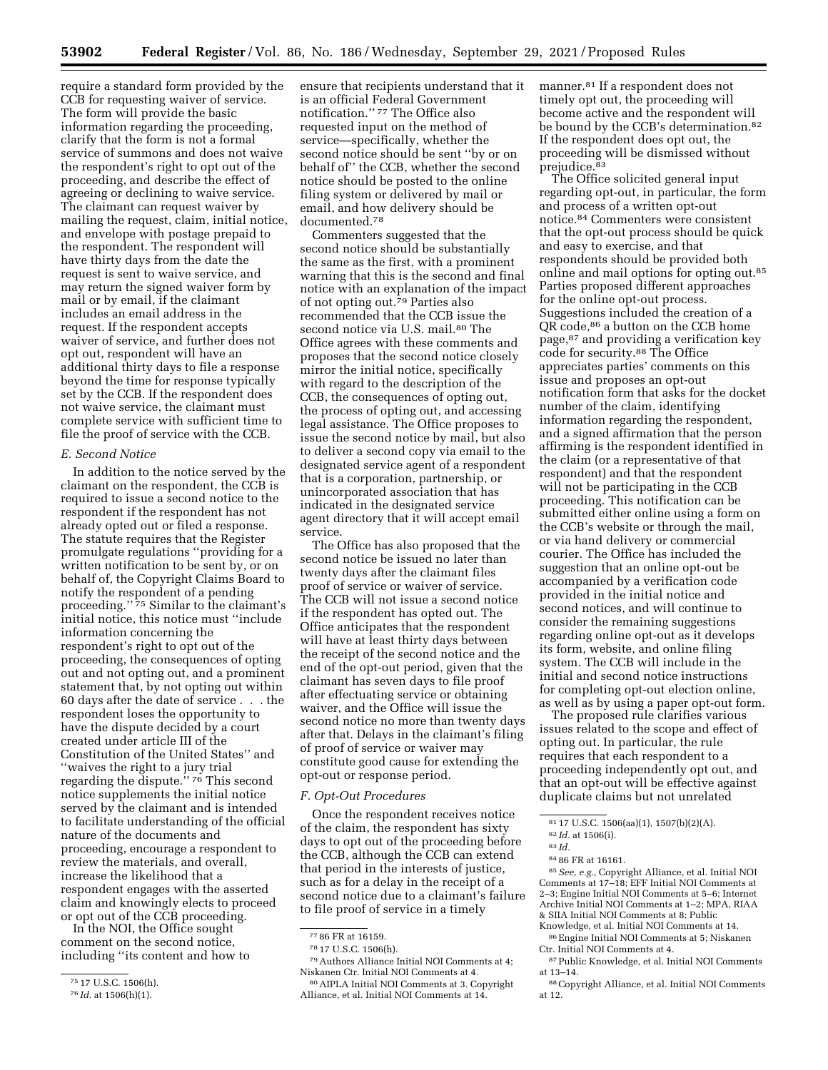require a standard form provided by the CCB for requesting waiver of service. The form will provide the basic information regarding the proceeding, clarify that the form is not a formal service of summons and does not waive the respondent's right to opt out of the proceeding, and describe the effect of agreeing or declining to waive service. The claimant can request waiver by mailing the request, claim, initial notice, and envelope with postage prepaid to the respondent. The respondent will have thirty days from the date the request is sent to waive service, and may return the signed waiver form by mail or by email, if the claimant includes an email address in the request. If the respondent accepts waiver of service, and further does not opt out, respondent will have an additional thirty days to file a response beyond the time for response typically set by the CCB. If the respondent does not waive service, the claimant must complete service with sufficient time to file the proof of service with the CCB.

### *E. Second Notice*

In addition to the notice served by the claimant on the respondent, the CCB is required to issue a second notice to the respondent if the respondent has not already opted out or filed a response. The statute requires that the Register promulgate regulations ''providing for a written notification to be sent by, or on behalf of, the Copyright Claims Board to notify the respondent of a pending proceeding.'' [75] Similar to the claimant's initial notice, this notice must ''include information concerning the respondent's right to opt out of the proceeding, the consequences of opting out and not opting out, and a prominent statement that, by not opting out within 60 days after the date of service . . . the respondent loses the opportunity to have the dispute decided by a court created under article III of the Constitution of the United States'' and ''waives the right to a jury trial regarding the dispute.'' [76] This second notice supplements the initial notice served by the claimant and is intended to facilitate understanding of the official nature of the documents and proceeding, encourage a respondent to review the materials, and overall, increase the likelihood that a respondent engages with the asserted claim and knowingly elects to proceed or opt out of the CCB proceeding.

In the NOI, the Office sought comment on the second notice, including ''its content and how to ensure that recipients understand that it is an official Federal Government notification.'' [77] The Office also requested input on the method of service—specifically, whether the second notice should be sent ''by or on behalf of'' the CCB, whether the second notice should be posted to the online filing system or delivered by mail or email, and how delivery should be documented.[78]

Commenters suggested that the second notice should be substantially the same as the first, with a prominent warning that this is the second and final notice with an explanation of the impact of not opting out.[79] Parties also recommended that the CCB issue the second notice via U.S. mail.[80] The Office agrees with these comments and proposes that the second notice closely mirror the initial notice, specifically with regard to the description of the CCB, the consequences of opting out, the process of opting out, and accessing legal assistance. The Office proposes to issue the second notice by mail, but also to deliver a second copy via email to the designated service agent of a respondent that is a corporation, partnership, or unincorporated association that has indicated in the designated service agent directory that it will accept email service.

The Office has also proposed that the second notice be issued no later than twenty days after the claimant files proof of service or waiver of service. The CCB will not issue a second notice if the respondent has opted out. The Office anticipates that the respondent will have at least thirty days between the receipt of the second notice and the end of the opt-out period, given that the claimant has seven days to file proof after effectuating service or obtaining waiver, and the Office will issue the second notice no more than twenty days after that. Delays in the claimant's filing of proof of service or waiver may constitute good cause for extending the opt-out or response period.

### *F. Opt-Out Procedures*

Once the respondent receives notice of the claim, the respondent has sixty days to opt out of the proceeding before the CCB, although the CCB can extend that period in the interests of justice, such as for a delay in the receipt of a second notice due to a claimant's failure to file proof of service in a timely manner.[81] If a respondent does not timely opt out, the proceeding will become active and the respondent will be bound by the CCB's determination.[82] If the respondent does opt out, the proceeding will be dismissed without prejudice.[83]

The Office solicited general input regarding opt-out, in particular, the form and process of a written opt-out notice.[84] Commenters were consistent that the opt-out process should be quick and easy to exercise, and that respondents should be provided both online and mail options for opting out.[85] Parties proposed different approaches for the online opt-out process. Suggestions included the creation of a QR code,[86] a button on the CCB home page,[87] and providing a verification key code for security.[88] The Office appreciates parties' comments on this issue and proposes an opt-out notification form that asks for the docket number of the claim, identifying information regarding the respondent, and a signed affirmation that the person affirming is the respondent identified in the claim (or a representative of that respondent) and that the respondent will not be participating in the CCB proceeding. This notification can be submitted either online using a form on the CCB's website or through the mail, or via hand delivery or commercial courier. The Office has included the suggestion that an online opt-out be accompanied by a verification code provided in the initial notice and second notices, and will continue to consider the remaining suggestions regarding online opt-out as it develops its form, website, and online filing system. The CCB will include in the initial and second notice instructions for completing opt-out election online, as well as by using a paper opt-out form.

The proposed rule clarifies various issues related to the scope and effect of opting out. In particular, the rule requires that each respondent to a proceeding independently opt out, and that an opt-out will be effective against duplicate claims but not unrelated

---

[75] 17 U.S.C. 1506(h).

[76] *Id.* at 1506(h)(1).

[77] 86 FR at 16159.

[78] 17 U.S.C. 1506(h).

[79] Authors Alliance Initial NOI Comments at 4; Niskanen Ctr. Initial NOI Comments at 4.

[80] AIPLA Initial NOI Comments at 3. Copyright Alliance, et al. Initial NOI Comments at 14.

[81] 17 U.S.C. 1506(aa)(1), 1507(b)(2)(A).

[82] *Id.* at 1506(i).

[83] *Id.*

[84] 86 FR at 16161.

[85] *See, e.g.,* Copyright Alliance, et al. Initial NOI Comments at 17–18; EFF Initial NOI Comments at 2–3; Engine Initial NOI Comments at 5–6; Internet Archive Initial NOI Comments at 1–2; MPA, RIAA & SIIA Initial NOI Comments at 8; Public Knowledge, et al. Initial NOI Comments at 14.

[86] Engine Initial NOI Comments at 5; Niskanen Ctr. Initial NOI Comments at 4.

[87] Public Knowledge, et al. Initial NOI Comments at 13–14.

[88] Copyright Alliance, et al. Initial NOI Comments at 12.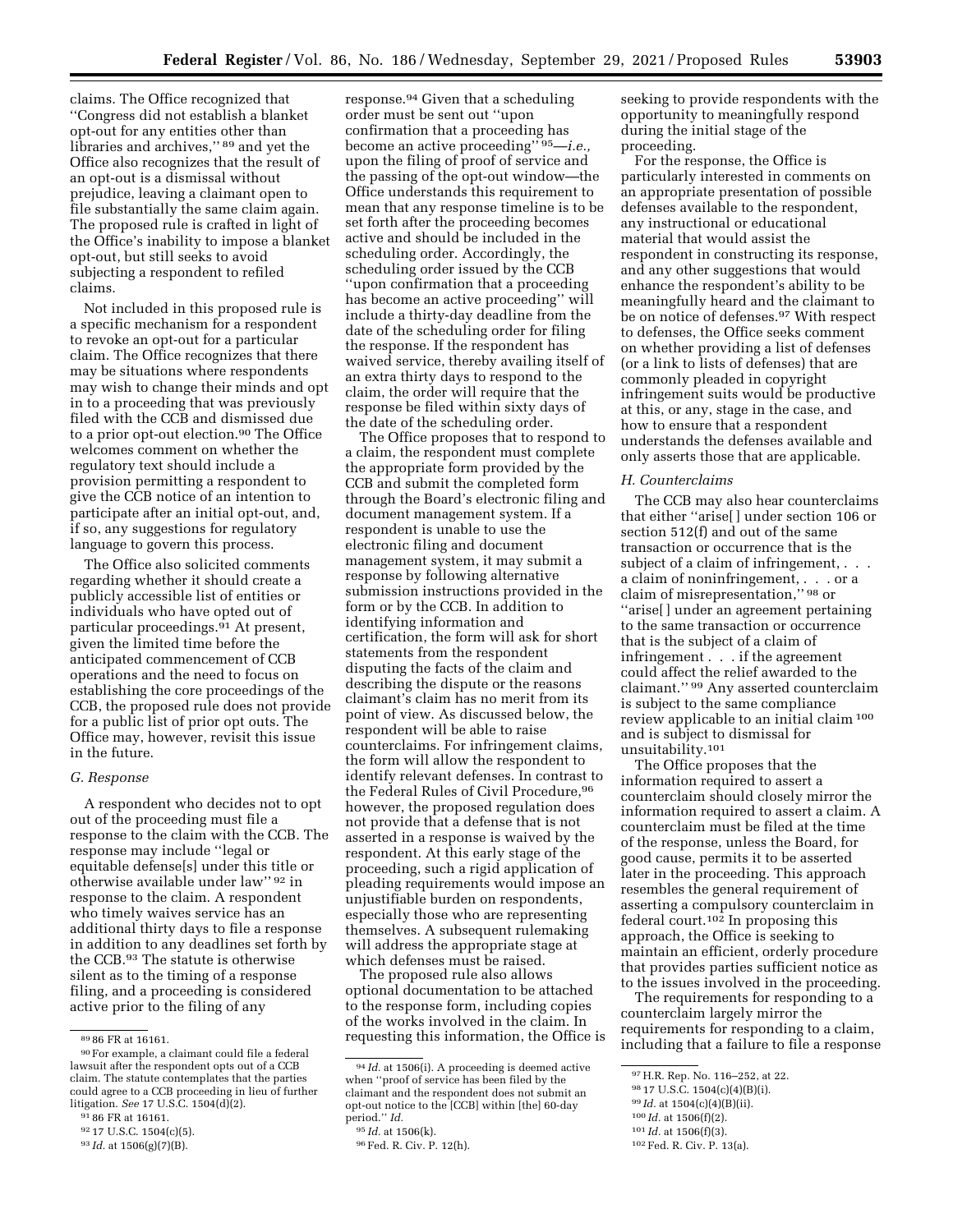claims. The Office recognized that ''Congress did not establish a blanket opt-out for any entities other than libraries and archives,'' [89] and yet the Office also recognizes that the result of an opt-out is a dismissal without prejudice, leaving a claimant open to file substantially the same claim again. The proposed rule is crafted in light of the Office's inability to impose a blanket opt-out, but still seeks to avoid subjecting a respondent to refiled claims.

Not included in this proposed rule is a specific mechanism for a respondent to revoke an opt-out for a particular claim. The Office recognizes that there may be situations where respondents may wish to change their minds and opt in to a proceeding that was previously filed with the CCB and dismissed due to a prior opt-out election.[90] The Office welcomes comment on whether the regulatory text should include a provision permitting a respondent to give the CCB notice of an intention to participate after an initial opt-out, and, if so, any suggestions for regulatory language to govern this process.

The Office also solicited comments regarding whether it should create a publicly accessible list of entities or individuals who have opted out of particular proceedings.[91] At present, given the limited time before the anticipated commencement of CCB operations and the need to focus on establishing the core proceedings of the CCB, the proposed rule does not provide for a public list of prior opt outs. The Office may, however, revisit this issue in the future.

### G. Response

A respondent who decides not to opt out of the proceeding must file a response to the claim with the CCB. The response may include ''legal or equitable defense[s] under this title or otherwise available under law'' [92] in response to the claim. A respondent who timely waives service has an additional thirty days to file a response in addition to any deadlines set forth by the CCB.[93] The statute is otherwise silent as to the timing of a response filing, and a proceeding is considered active prior to the filing of any response.[94] Given that a scheduling order must be sent out ''upon confirmation that a proceeding has become an active proceeding'' [95]—*i.e.,* upon the filing of proof of service and the passing of the opt-out window—the Office understands this requirement to mean that any response timeline is to be set forth after the proceeding becomes active and should be included in the scheduling order. Accordingly, the scheduling order issued by the CCB ''upon confirmation that a proceeding has become an active proceeding'' will include a thirty-day deadline from the date of the scheduling order for filing the response. If the respondent has waived service, thereby availing itself of an extra thirty days to respond to the claim, the order will require that the response be filed within sixty days of the date of the scheduling order.

The Office proposes that to respond to a claim, the respondent must complete the appropriate form provided by the CCB and submit the completed form through the Board's electronic filing and document management system. If a respondent is unable to use the electronic filing and document management system, it may submit a response by following alternative submission instructions provided in the form or by the CCB. In addition to identifying information and certification, the form will ask for short statements from the respondent disputing the facts of the claim and describing the dispute or the reasons claimant's claim has no merit from its point of view. As discussed below, the respondent will be able to raise counterclaims. For infringement claims, the form will allow the respondent to identify relevant defenses. In contrast to the Federal Rules of Civil Procedure,[96] however, the proposed regulation does not provide that a defense that is not asserted in a response is waived by the respondent. At this early stage of the proceeding, such a rigid application of pleading requirements would impose an unjustifiable burden on respondents, especially those who are representing themselves. A subsequent rulemaking will address the appropriate stage at which defenses must be raised.

The proposed rule also allows optional documentation to be attached to the response form, including copies of the works involved in the claim. In requesting this information, the Office is seeking to provide respondents with the opportunity to meaningfully respond during the initial stage of the proceeding.

For the response, the Office is particularly interested in comments on an appropriate presentation of possible defenses available to the respondent, any instructional or educational material that would assist the respondent in constructing its response, and any other suggestions that would enhance the respondent's ability to be meaningfully heard and the claimant to be on notice of defenses.[97] With respect to defenses, the Office seeks comment on whether providing a list of defenses (or a link to lists of defenses) that are commonly pleaded in copyright infringement suits would be productive at this, or any, stage in the case, and how to ensure that a respondent understands the defenses available and only asserts those that are applicable.

### H. Counterclaims

The CCB may also hear counterclaims that either ''arise[ ] under section 106 or section 512(f) and out of the same transaction or occurrence that is the subject of a claim of infringement, . . . a claim of noninfringement, . . . or a claim of misrepresentation,'' [98] or ''arise[ ] under an agreement pertaining to the same transaction or occurrence that is the subject of a claim of infringement . . . if the agreement could affect the relief awarded to the claimant.'' [99] Any asserted counterclaim is subject to the same compliance review applicable to an initial claim [100] and is subject to dismissal for unsuitability.[101]

The Office proposes that the information required to assert a counterclaim should closely mirror the information required to assert a claim. A counterclaim must be filed at the time of the response, unless the Board, for good cause, permits it to be asserted later in the proceeding. This approach resembles the general requirement of asserting a compulsory counterclaim in federal court.[102] In proposing this approach, the Office is seeking to maintain an efficient, orderly procedure that provides parties sufficient notice as to the issues involved in the proceeding.

The requirements for responding to a counterclaim largely mirror the requirements for responding to a claim, including that a failure to file a response

---

[89] 86 FR at 16161.

[90] For example, a claimant could file a federal lawsuit after the respondent opts out of a CCB claim. The statute contemplates that the parties could agree to a CCB proceeding in lieu of further litigation. *See* 17 U.S.C. 1504(d)(2).

[91] 86 FR at 16161.

[92] 17 U.S.C. 1504(c)(5).

[93] *Id.* at 1506(g)(7)(B).

[94] *Id.* at 1506(i). A proceeding is deemed active when ''proof of service has been filed by the claimant and the respondent does not submit an opt-out notice to the [CCB] within [the] 60-day period.'' *Id.*

[95] *Id.* at 1506(k).

[96] Fed. R. Civ. P. 12(h).

[97] H.R. Rep. No. 116–252, at 22.

[98] 17 U.S.C. 1504(c)(4)(B)(i).

[99] *Id.* at 1504(c)(4)(B)(ii).

[100] *Id.* at 1506(f)(2).

[101] *Id.* at 1506(f)(3).

[102] Fed. R. Civ. P. 13(a).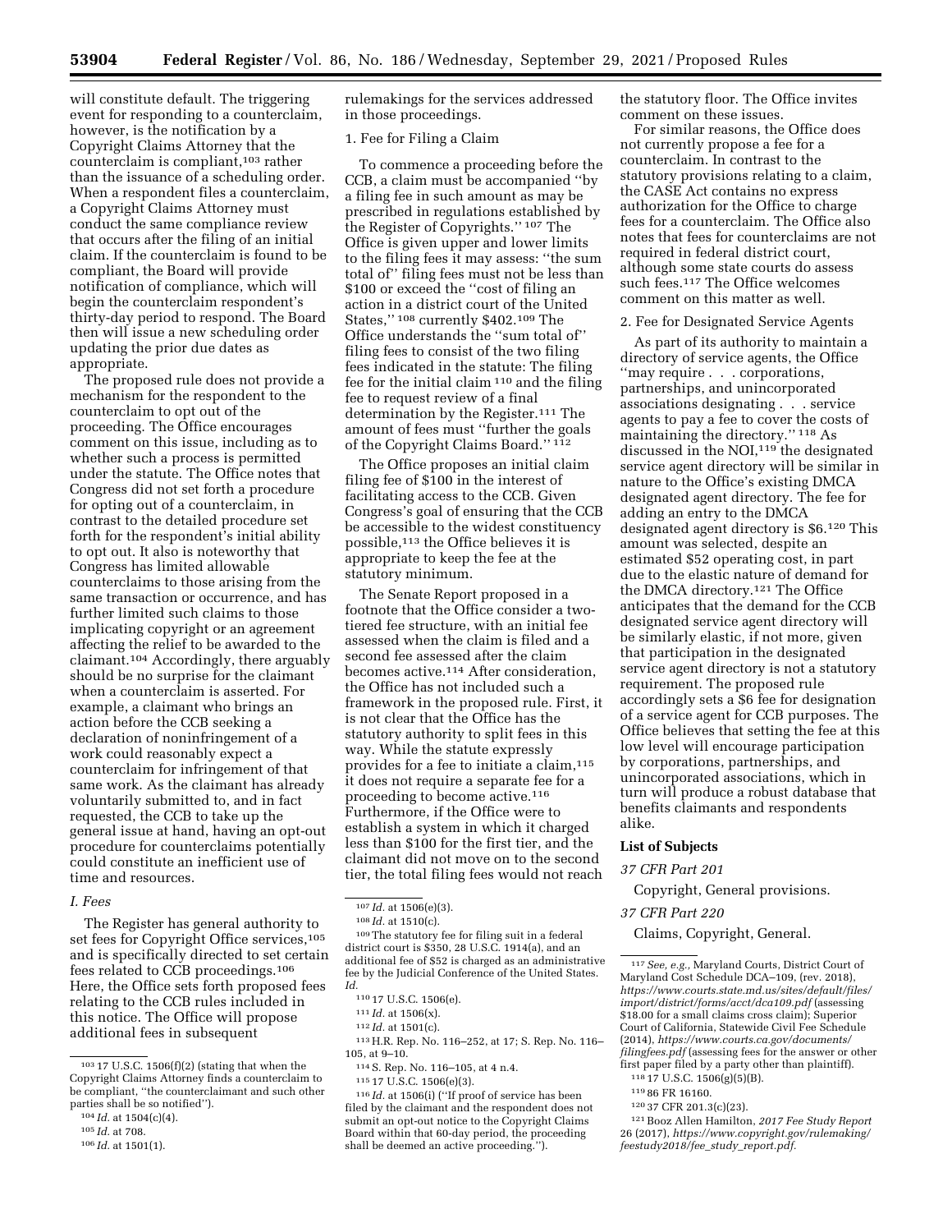will constitute default. The triggering event for responding to a counterclaim, however, is the notification by a Copyright Claims Attorney that the counterclaim is compliant,[103] rather than the issuance of a scheduling order. When a respondent files a counterclaim, a Copyright Claims Attorney must conduct the same compliance review that occurs after the filing of an initial claim. If the counterclaim is found to be compliant, the Board will provide notification of compliance, which will begin the counterclaim respondent's thirty-day period to respond. The Board then will issue a new scheduling order updating the prior due dates as appropriate.

The proposed rule does not provide a mechanism for the respondent to the counterclaim to opt out of the proceeding. The Office encourages comment on this issue, including as to whether such a process is permitted under the statute. The Office notes that Congress did not set forth a procedure for opting out of a counterclaim, in contrast to the detailed procedure set forth for the respondent's initial ability to opt out. It also is noteworthy that Congress has limited allowable counterclaims to those arising from the same transaction or occurrence, and has further limited such claims to those implicating copyright or an agreement affecting the relief to be awarded to the claimant.[104] Accordingly, there arguably should be no surprise for the claimant when a counterclaim is asserted. For example, a claimant who brings an action before the CCB seeking a declaration of noninfringement of a work could reasonably expect a counterclaim for infringement of that same work. As the claimant has already voluntarily submitted to, and in fact requested, the CCB to take up the general issue at hand, having an opt-out procedure for counterclaims potentially could constitute an inefficient use of time and resources.

### *I. Fees*

The Register has general authority to set fees for Copyright Office services,[105] and is specifically directed to set certain fees related to CCB proceedings.[106] Here, the Office sets forth proposed fees relating to the CCB rules included in this notice. The Office will propose additional fees in subsequent rulemakings for the services addressed in those proceedings.

#### 1. Fee for Filing a Claim

To commence a proceeding before the CCB, a claim must be accompanied ''by a filing fee in such amount as may be prescribed in regulations established by the Register of Copyrights.'' [107] The Office is given upper and lower limits to the filing fees it may assess: ''the sum total of'' filing fees must not be less than $100 or exceed the ''cost of filing an action in a district court of the United States,'' [108] currently $402.[109] The Office understands the ''sum total of'' filing fees to consist of the two filing fees indicated in the statute: The filing fee for the initial claim [110] and the filing fee to request review of a final determination by the Register.[111] The amount of fees must ''further the goals of the Copyright Claims Board.'' [112]

The Office proposes an initial claim filing fee of $100 in the interest of facilitating access to the CCB. Given Congress's goal of ensuring that the CCB be accessible to the widest constituency possible,[113] the Office believes it is appropriate to keep the fee at the statutory minimum.

The Senate Report proposed in a footnote that the Office consider a two-tiered fee structure, with an initial fee assessed when the claim is filed and a second fee assessed after the claim becomes active.[114] After consideration, the Office has not included such a framework in the proposed rule. First, it is not clear that the Office has the statutory authority to split fees in this way. While the statute expressly provides for a fee to initiate a claim,[115] it does not require a separate fee for a proceeding to become active.[116] Furthermore, if the Office were to establish a system in which it charged less than $100 for the first tier, and the claimant did not move on to the second tier, the total filing fees would not reach the statutory floor. The Office invites comment on these issues.

For similar reasons, the Office does not currently propose a fee for a counterclaim. In contrast to the statutory provisions relating to a claim, the CASE Act contains no express authorization for the Office to charge fees for a counterclaim. The Office also notes that fees for counterclaims are not required in federal district court, although some state courts do assess such fees.[117] The Office welcomes comment on this matter as well.

#### 2. Fee for Designated Service Agents

As part of its authority to maintain a directory of service agents, the Office ''may require . . . corporations, partnerships, and unincorporated associations designating . . . service agents to pay a fee to cover the costs of maintaining the directory.'' [118] As discussed in the NOI,[119] the designated service agent directory will be similar in nature to the Office's existing DMCA designated agent directory. The fee for adding an entry to the DMCA designated agent directory is $6.[120] This amount was selected, despite an estimated $52 operating cost, in part due to the elastic nature of demand for the DMCA directory.[121] The Office anticipates that the demand for the CCB designated service agent directory will be similarly elastic, if not more, given that participation in the designated service agent directory is not a statutory requirement. The proposed rule accordingly sets a $6 fee for designation of a service agent for CCB purposes. The Office believes that setting the fee at this low level will encourage participation by corporations, partnerships, and unincorporated associations, which in turn will produce a robust database that benefits claimants and respondents alike.

### List of Subjects

*37 CFR Part 201*

Copyright, General provisions.

*37 CFR Part 220*

Claims, Copyright, General.

---

[103] 17 U.S.C. 1506(f)(2) (stating that when the Copyright Claims Attorney finds a counterclaim to be compliant, ''the counterclaimant and such other parties shall be so notified'').

[104] *Id.* at 1504(c)(4).

[105] *Id.* at 708.

[106] *Id.* at 1501(1).

[107] *Id.* at 1506(e)(3).

[108] *Id.* at 1510(c).

[109] The statutory fee for filing suit in a federal district court is $350, 28 U.S.C. 1914(a), and an additional fee of $52 is charged as an administrative fee by the Judicial Conference of the United States. *Id.*

[110] 17 U.S.C. 1506(e).

[111] *Id.* at 1506(x).

[112] *Id.* at 1501(c).

[113] H.R. Rep. No. 116–252, at 17; S. Rep. No. 116–105, at 9–10.

[114] S. Rep. No. 116–105, at 4 n.4.

[115] 17 U.S.C. 1506(e)(3).

[116] *Id.* at 1506(i) (''If proof of service has been filed by the claimant and the respondent does not submit an opt-out notice to the Copyright Claims Board within that 60-day period, the proceeding shall be deemed an active proceeding.'').

[117] *See, e.g.,* Maryland Courts, District Court of Maryland Cost Schedule DCA–109, (rev. 2018), *https://www.courts.state.md.us/sites/default/files/import/district/forms/acct/dca109.pdf* (assessing $18.00 for a small claims cross claim); Superior Court of California, Statewide Civil Fee Schedule (2014), *https://www.courts.ca.gov/documents/filingfees.pdf* (assessing fees for the answer or other first paper filed by a party other than plaintiff).

[118] 17 U.S.C. 1506(g)(5)(B).

[119] 86 FR 16160.

[120] 37 CFR 201.3(c)(23).

[121] Booz Allen Hamilton, *2017 Fee Study Report* 26 (2017), *https://www.copyright.gov/rulemaking/feestudy2018/fee_study_report.pdf.*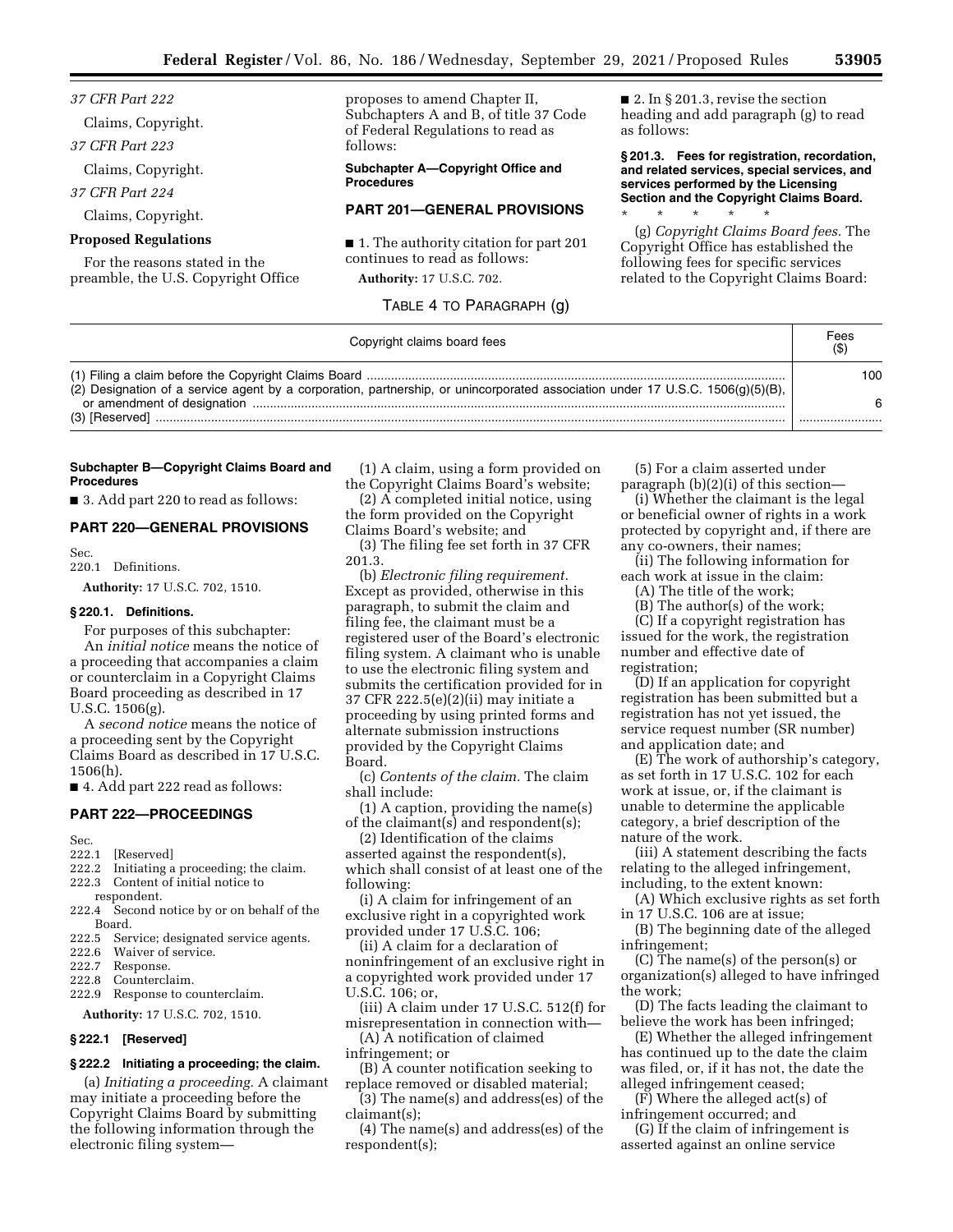*37 CFR Part 222*

Claims, Copyright.

*37 CFR Part 223*

Claims, Copyright.

*37 CFR Part 224*

Claims, Copyright.

## Proposed Regulations

For the reasons stated in the preamble, the U.S. Copyright Office proposes to amend Chapter II, Subchapters A and B, of title 37 Code of Federal Regulations to read as follows:

### Subchapter A—Copyright Office and Procedures

## PART 201—GENERAL PROVISIONS

■ 1. The authority citation for part 201 continues to read as follows:

**Authority:** 17 U.S.C. 702.

■ 2. In § 201.3, revise the section heading and add paragraph (g) to read as follows:

### § 201.3. Fees for registration, recordation, and related services, special services, and services performed by the Licensing Section and the Copyright Claims Board.

\* \* \* \* \*

(g) *Copyright Claims Board fees.* The Copyright Office has established the following fees for specific services related to the Copyright Claims Board:

TABLE 4 TO PARAGRAPH (g)

| Copyright claims board fees | Fees ($) |
|---|---|
| (1) Filing a claim before the Copyright Claims Board | 100 |
| (2) Designation of a service agent by a corporation, partnership, or unincorporated association under 17 U.S.C. 1506(g)(5)(B), or amendment of designation | 6 |
| (3) [Reserved] | |

### Subchapter B—Copyright Claims Board and Procedures

■ 3. Add part 220 to read as follows:

## PART 220—GENERAL PROVISIONS

Sec.
220.1 Definitions.

**Authority:** 17 U.S.C. 702, 1510.

### § 220.1. Definitions.

For purposes of this subchapter:

An *initial notice* means the notice of a proceeding that accompanies a claim or counterclaim in a Copyright Claims Board proceeding as described in 17 U.S.C. 1506(g).

A *second notice* means the notice of a proceeding sent by the Copyright Claims Board as described in 17 U.S.C. 1506(h).

■ 4. Add part 222 read as follows:

## PART 222—PROCEEDINGS

Sec.
222.1 [Reserved]
222.2 Initiating a proceeding; the claim.
222.3 Content of initial notice to respondent.
222.4 Second notice by or on behalf of the Board.
222.5 Service; designated service agents.
222.6 Waiver of service.
222.7 Response.
222.8 Counterclaim.
222.9 Response to counterclaim.

**Authority:** 17 U.S.C. 702, 1510.

### § 222.1 [Reserved]

### § 222.2 Initiating a proceeding; the claim.

(a) *Initiating a proceeding.* A claimant may initiate a proceeding before the Copyright Claims Board by submitting the following information through the electronic filing system—

(1) A claim, using a form provided on the Copyright Claims Board's website;

(2) A completed initial notice, using the form provided on the Copyright Claims Board's website; and

(3) The filing fee set forth in 37 CFR 201.3.

(b) *Electronic filing requirement.* Except as provided, otherwise in this paragraph, to submit the claim and filing fee, the claimant must be a registered user of the Board's electronic filing system. A claimant who is unable to use the electronic filing system and submits the certification provided for in 37 CFR 222.5(e)(2)(ii) may initiate a proceeding by using printed forms and alternate submission instructions provided by the Copyright Claims Board.

(c) *Contents of the claim.* The claim shall include:

(1) A caption, providing the name(s) of the claimant(s) and respondent(s);

(2) Identification of the claims asserted against the respondent(s), which shall consist of at least one of the following:

(i) A claim for infringement of an exclusive right in a copyrighted work provided under 17 U.S.C. 106;

(ii) A claim for a declaration of noninfringement of an exclusive right in a copyrighted work provided under 17 U.S.C. 106; or,

(iii) A claim under 17 U.S.C. 512(f) for misrepresentation in connection with—

(A) A notification of claimed infringement; or

(B) A counter notification seeking to replace removed or disabled material;

(3) The name(s) and address(es) of the claimant(s);

(4) The name(s) and address(es) of the respondent(s);

(5) For a claim asserted under paragraph (b)(2)(i) of this section—

(i) Whether the claimant is the legal or beneficial owner of rights in a work protected by copyright and, if there are any co-owners, their names;

(ii) The following information for each work at issue in the claim:

(A) The title of the work;

(B) The author(s) of the work;

(C) If a copyright registration has issued for the work, the registration number and effective date of registration;

(D) If an application for copyright registration has been submitted but a registration has not yet issued, the service request number (SR number) and application date; and

(E) The work of authorship's category, as set forth in 17 U.S.C. 102 for each work at issue, or, if the claimant is unable to determine the applicable category, a brief description of the nature of the work.

(iii) A statement describing the facts relating to the alleged infringement, including, to the extent known:

(A) Which exclusive rights as set forth in 17 U.S.C. 106 are at issue;

(B) The beginning date of the alleged infringement;

(C) The name(s) of the person(s) or organization(s) alleged to have infringed the work;

(D) The facts leading the claimant to believe the work has been infringed;

(E) Whether the alleged infringement has continued up to the date the claim was filed, or, if it has not, the date the alleged infringement ceased;

(F) Where the alleged act(s) of infringement occurred; and

(G) If the claim of infringement is asserted against an online service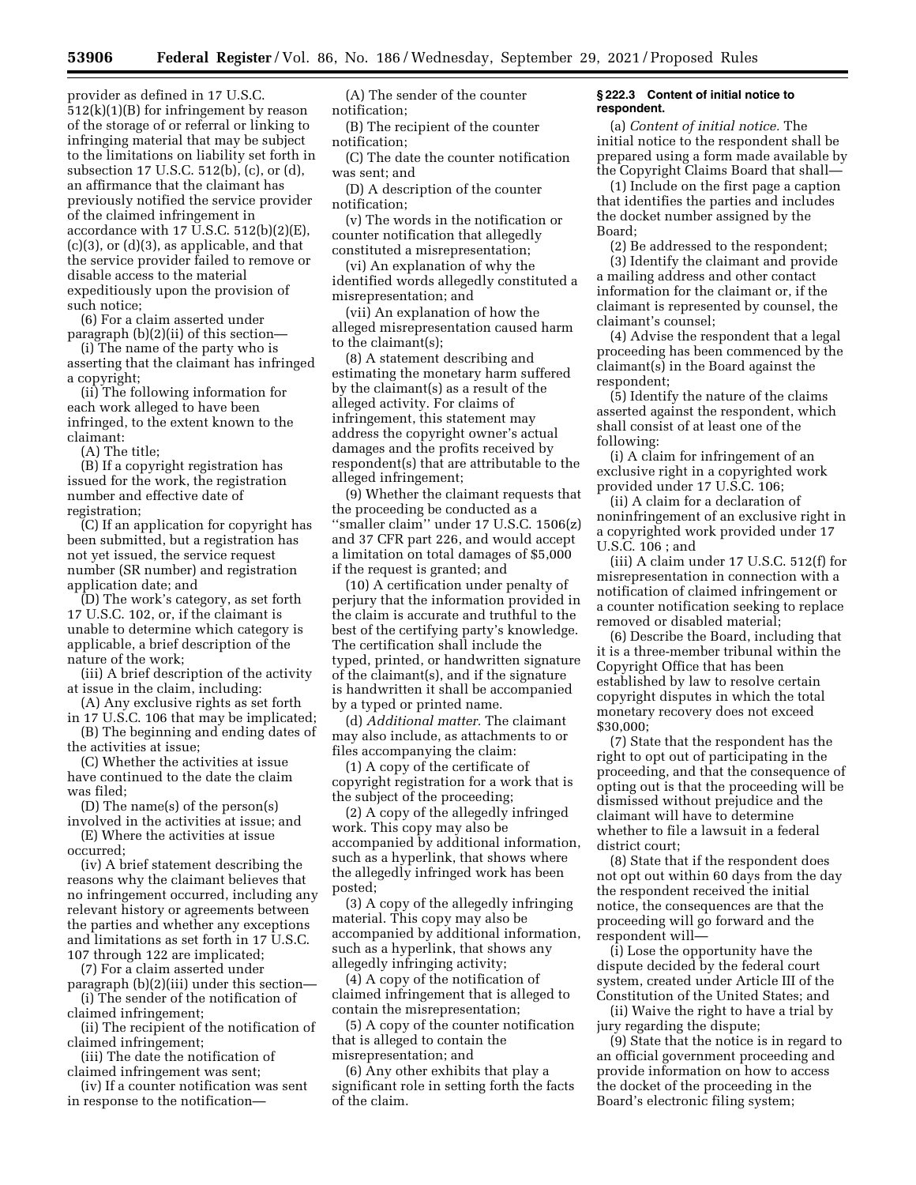provider as defined in 17 U.S.C. 512(k)(1)(B) for infringement by reason of the storage of or referral or linking to infringing material that may be subject to the limitations on liability set forth in subsection 17 U.S.C. 512(b), (c), or (d), an affirmance that the claimant has previously notified the service provider of the claimed infringement in accordance with 17 U.S.C. 512(b)(2)(E), (c)(3), or (d)(3), as applicable, and that the service provider failed to remove or disable access to the material expeditiously upon the provision of such notice;

(6) For a claim asserted under paragraph (b)(2)(ii) of this section—

(i) The name of the party who is asserting that the claimant has infringed a copyright;

(ii) The following information for each work alleged to have been infringed, to the extent known to the claimant:

(A) The title;

(B) If a copyright registration has issued for the work, the registration number and effective date of registration;

(C) If an application for copyright has been submitted, but a registration has not yet issued, the service request number (SR number) and registration application date; and

(D) The work's category, as set forth 17 U.S.C. 102, or, if the claimant is unable to determine which category is applicable, a brief description of the nature of the work;

(iii) A brief description of the activity at issue in the claim, including:

(A) Any exclusive rights as set forth in 17 U.S.C. 106 that may be implicated;

(B) The beginning and ending dates of the activities at issue;

(C) Whether the activities at issue have continued to the date the claim was filed;

(D) The name(s) of the person(s) involved in the activities at issue; and

(E) Where the activities at issue occurred;

(iv) A brief statement describing the reasons why the claimant believes that no infringement occurred, including any relevant history or agreements between the parties and whether any exceptions and limitations as set forth in 17 U.S.C. 107 through 122 are implicated;

(7) For a claim asserted under paragraph (b)(2)(iii) under this section—

(i) The sender of the notification of claimed infringement;

(ii) The recipient of the notification of claimed infringement;

(iii) The date the notification of claimed infringement was sent;

(iv) If a counter notification was sent in response to the notification—

(A) The sender of the counter notification;

(B) The recipient of the counter notification;

(C) The date the counter notification was sent; and

(D) A description of the counter notification;

(v) The words in the notification or counter notification that allegedly constituted a misrepresentation;

(vi) An explanation of why the identified words allegedly constituted a misrepresentation; and

(vii) An explanation of how the alleged misrepresentation caused harm to the claimant(s);

(8) A statement describing and estimating the monetary harm suffered by the claimant(s) as a result of the alleged activity. For claims of infringement, this statement may address the copyright owner's actual damages and the profits received by respondent(s) that are attributable to the alleged infringement;

(9) Whether the claimant requests that the proceeding be conducted as a "smaller claim" under 17 U.S.C. 1506(z) and 37 CFR part 226, and would accept a limitation on total damages of $5,000 if the request is granted; and

(10) A certification under penalty of perjury that the information provided in the claim is accurate and truthful to the best of the certifying party's knowledge. The certification shall include the typed, printed, or handwritten signature of the claimant(s), and if the signature is handwritten it shall be accompanied by a typed or printed name.

(d) *Additional matter.* The claimant may also include, as attachments to or files accompanying the claim:

(1) A copy of the certificate of copyright registration for a work that is the subject of the proceeding;

(2) A copy of the allegedly infringed work. This copy may also be accompanied by additional information, such as a hyperlink, that shows where the allegedly infringed work has been posted;

(3) A copy of the allegedly infringing material. This copy may also be accompanied by additional information, such as a hyperlink, that shows any allegedly infringing activity;

(4) A copy of the notification of claimed infringement that is alleged to contain the misrepresentation;

(5) A copy of the counter notification that is alleged to contain the misrepresentation; and

(6) Any other exhibits that play a significant role in setting forth the facts of the claim.

**§ 222.3 Content of initial notice to respondent.**

(a) *Content of initial notice.* The initial notice to the respondent shall be prepared using a form made available by the Copyright Claims Board that shall—

(1) Include on the first page a caption that identifies the parties and includes the docket number assigned by the Board;

(2) Be addressed to the respondent;

(3) Identify the claimant and provide a mailing address and other contact information for the claimant or, if the claimant is represented by counsel, the claimant's counsel;

(4) Advise the respondent that a legal proceeding has been commenced by the claimant(s) in the Board against the respondent;

(5) Identify the nature of the claims asserted against the respondent, which shall consist of at least one of the following:

(i) A claim for infringement of an exclusive right in a copyrighted work provided under 17 U.S.C. 106;

(ii) A claim for a declaration of noninfringement of an exclusive right in a copyrighted work provided under 17 U.S.C. 106 ; and

(iii) A claim under 17 U.S.C. 512(f) for misrepresentation in connection with a notification of claimed infringement or a counter notification seeking to replace removed or disabled material;

(6) Describe the Board, including that it is a three-member tribunal within the Copyright Office that has been established by law to resolve certain copyright disputes in which the total monetary recovery does not exceed $30,000;

(7) State that the respondent has the right to opt out of participating in the proceeding, and that the consequence of opting out is that the proceeding will be dismissed without prejudice and the claimant will have to determine whether to file a lawsuit in a federal district court;

(8) State that if the respondent does not opt out within 60 days from the day the respondent received the initial notice, the consequences are that the proceeding will go forward and the respondent will—

(i) Lose the opportunity have the dispute decided by the federal court system, created under Article III of the Constitution of the United States; and

(ii) Waive the right to have a trial by jury regarding the dispute;

(9) State that the notice is in regard to an official government proceeding and provide information on how to access the docket of the proceeding in the Board's electronic filing system;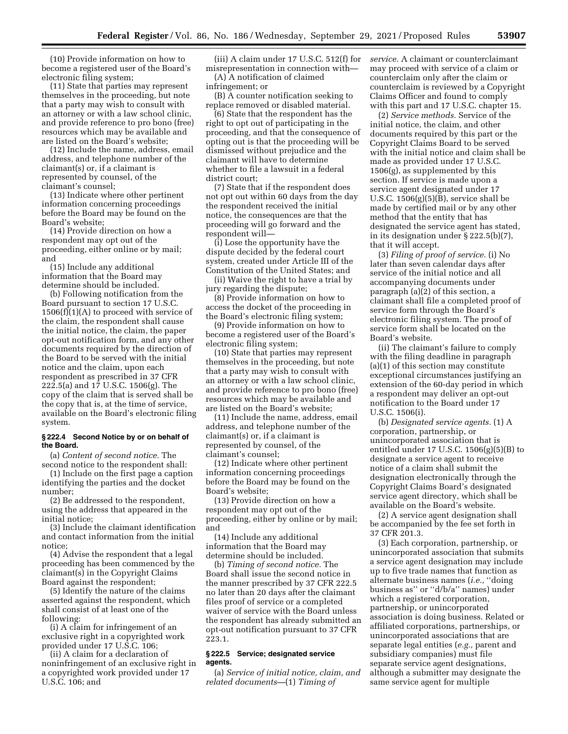(10) Provide information on how to become a registered user of the Board's electronic filing system;

(11) State that parties may represent themselves in the proceeding, but note that a party may wish to consult with an attorney or with a law school clinic, and provide reference to pro bono (free) resources which may be available and are listed on the Board's website;

(12) Include the name, address, email address, and telephone number of the claimant(s) or, if a claimant is represented by counsel, of the claimant's counsel;

(13) Indicate where other pertinent information concerning proceedings before the Board may be found on the Board's website;

(14) Provide direction on how a respondent may opt out of the proceeding, either online or by mail; and

(15) Include any additional information that the Board may determine should be included.

(b) Following notification from the Board pursuant to section 17 U.S.C. 1506(f)(1)(A) to proceed with service of the claim, the respondent shall cause the initial notice, the claim, the paper opt-out notification form, and any other documents required by the direction of the Board to be served with the initial notice and the claim, upon each respondent as prescribed in 37 CFR 222.5(a) and 17 U.S.C. 1506(g). The copy of the claim that is served shall be the copy that is, at the time of service, available on the Board's electronic filing system.

**§ 222.4 Second Notice by or on behalf of the Board.**

(a) *Content of second notice.* The second notice to the respondent shall:

(1) Include on the first page a caption identifying the parties and the docket number;

(2) Be addressed to the respondent, using the address that appeared in the initial notice;

(3) Include the claimant identification and contact information from the initial notice;

(4) Advise the respondent that a legal proceeding has been commenced by the claimant(s) in the Copyright Claims Board against the respondent;

(5) Identify the nature of the claims asserted against the respondent, which shall consist of at least one of the following:

(i) A claim for infringement of an exclusive right in a copyrighted work provided under 17 U.S.C. 106;

(ii) A claim for a declaration of noninfringement of an exclusive right in a copyrighted work provided under 17 U.S.C. 106; and

(iii) A claim under 17 U.S.C. 512(f) for misrepresentation in connection with—

(A) A notification of claimed infringement; or

(B) A counter notification seeking to replace removed or disabled material.

(6) State that the respondent has the right to opt out of participating in the proceeding, and that the consequence of opting out is that the proceeding will be dismissed without prejudice and the claimant will have to determine whether to file a lawsuit in a federal district court;

(7) State that if the respondent does not opt out within 60 days from the day the respondent received the initial notice, the consequences are that the proceeding will go forward and the respondent will—

(i) Lose the opportunity have the dispute decided by the federal court system, created under Article III of the Constitution of the United States; and

(ii) Waive the right to have a trial by jury regarding the dispute;

(8) Provide information on how to access the docket of the proceeding in the Board's electronic filing system;

(9) Provide information on how to become a registered user of the Board's electronic filing system;

(10) State that parties may represent themselves in the proceeding, but note that a party may wish to consult with an attorney or with a law school clinic, and provide reference to pro bono (free) resources which may be available and are listed on the Board's website;

(11) Include the name, address, email address, and telephone number of the claimant(s) or, if a claimant is represented by counsel, of the claimant's counsel;

(12) Indicate where other pertinent information concerning proceedings before the Board may be found on the Board's website;

(13) Provide direction on how a respondent may opt out of the proceeding, either by online or by mail; and

(14) Include any additional information that the Board may determine should be included.

(b) *Timing of second notice.* The Board shall issue the second notice in the manner prescribed by 37 CFR 222.5 no later than 20 days after the claimant files proof of service or a completed waiver of service with the Board unless the respondent has already submitted an opt-out notification pursuant to 37 CFR 223.1.

**§ 222.5 Service; designated service agents.**

(a) *Service of initial notice, claim, and related documents*—(1) *Timing of service.* A claimant or counterclaimant may proceed with service of a claim or counterclaim only after the claim or counterclaim is reviewed by a Copyright Claims Officer and found to comply with this part and 17 U.S.C. chapter 15.

(2) *Service methods.* Service of the initial notice, the claim, and other documents required by this part or the Copyright Claims Board to be served with the initial notice and claim shall be made as provided under 17 U.S.C. 1506(g), as supplemented by this section. If service is made upon a service agent designated under 17 U.S.C. 1506(g)(5)(B), service shall be made by certified mail or by any other method that the entity that has designated the service agent has stated, in its designation under § 222.5(b)(7), that it will accept.

(3) *Filing of proof of service.* (i) No later than seven calendar days after service of the initial notice and all accompanying documents under paragraph (a)(2) of this section, a claimant shall file a completed proof of service form through the Board's electronic filing system. The proof of service form shall be located on the Board's website.

(ii) The claimant's failure to comply with the filing deadline in paragraph (a)(1) of this section may constitute exceptional circumstances justifying an extension of the 60-day period in which a respondent may deliver an opt-out notification to the Board under 17 U.S.C. 1506(i).

(b) *Designated service agents.* (1) A corporation, partnership, or unincorporated association that is entitled under 17 U.S.C. 1506(g)(5)(B) to designate a service agent to receive notice of a claim shall submit the designation electronically through the Copyright Claims Board's designated service agent directory, which shall be available on the Board's website.

(2) A service agent designation shall be accompanied by the fee set forth in 37 CFR 201.3.

(3) Each corporation, partnership, or unincorporated association that submits a service agent designation may include up to five trade names that function as alternate business names (*i.e.,* "doing business as" or "d/b/a" names) under which a registered corporation, partnership, or unincorporated association is doing business. Related or affiliated corporations, partnerships, or unincorporated associations that are separate legal entities (*e.g.,* parent and subsidiary companies) must file separate service agent designations, although a submitter may designate the same service agent for multiple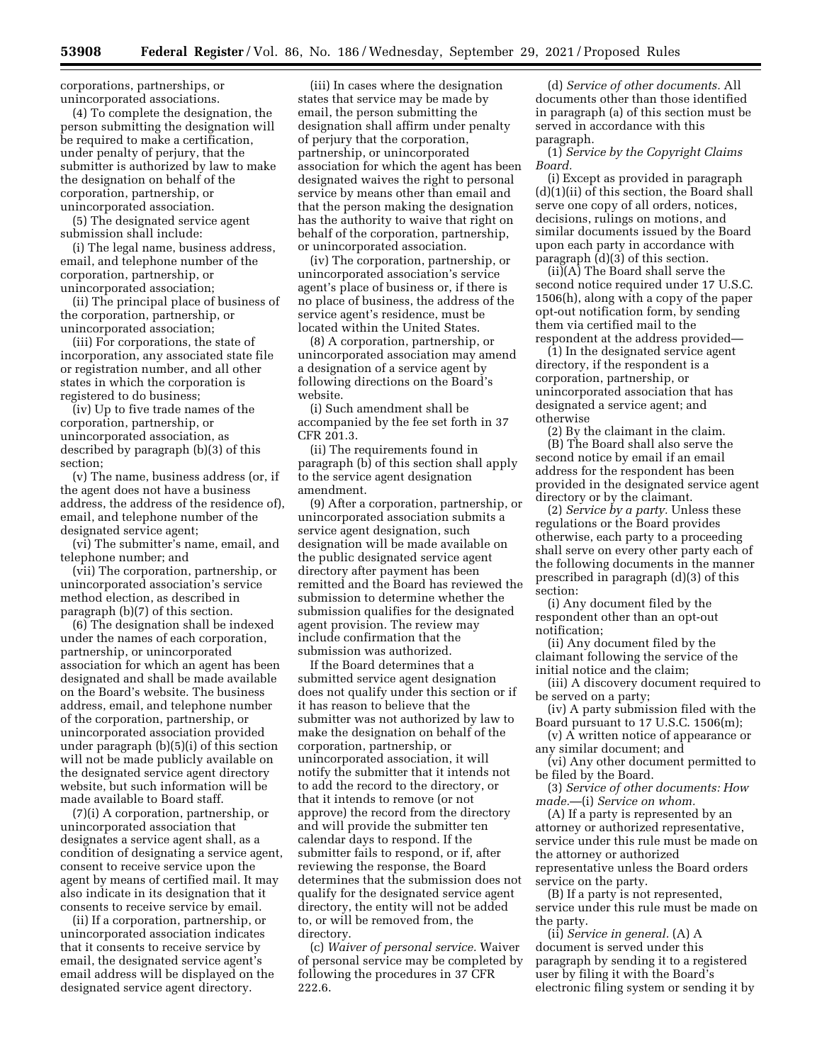corporations, partnerships, or unincorporated associations.

(4) To complete the designation, the person submitting the designation will be required to make a certification, under penalty of perjury, that the submitter is authorized by law to make the designation on behalf of the corporation, partnership, or unincorporated association.

(5) The designated service agent submission shall include:

(i) The legal name, business address, email, and telephone number of the corporation, partnership, or unincorporated association;

(ii) The principal place of business of the corporation, partnership, or unincorporated association;

(iii) For corporations, the state of incorporation, any associated state file or registration number, and all other states in which the corporation is registered to do business;

(iv) Up to five trade names of the corporation, partnership, or unincorporated association, as described by paragraph (b)(3) of this section;

(v) The name, business address (or, if the agent does not have a business address, the address of the residence of), email, and telephone number of the designated service agent;

(vi) The submitter's name, email, and telephone number; and

(vii) The corporation, partnership, or unincorporated association's service method election, as described in paragraph (b)(7) of this section.

(6) The designation shall be indexed under the names of each corporation, partnership, or unincorporated association for which an agent has been designated and shall be made available on the Board's website. The business address, email, and telephone number of the corporation, partnership, or unincorporated association provided under paragraph (b)(5)(i) of this section will not be made publicly available on the designated service agent directory website, but such information will be made available to Board staff.

(7)(i) A corporation, partnership, or unincorporated association that designates a service agent shall, as a condition of designating a service agent, consent to receive service upon the agent by means of certified mail. It may also indicate in its designation that it consents to receive service by email.

(ii) If a corporation, partnership, or unincorporated association indicates that it consents to receive service by email, the designated service agent's email address will be displayed on the designated service agent directory.

(iii) In cases where the designation states that service may be made by email, the person submitting the designation shall affirm under penalty of perjury that the corporation, partnership, or unincorporated association for which the agent has been designated waives the right to personal service by means other than email and that the person making the designation has the authority to waive that right on behalf of the corporation, partnership, or unincorporated association.

(iv) The corporation, partnership, or unincorporated association's service agent's place of business or, if there is no place of business, the address of the service agent's residence, must be located within the United States.

(8) A corporation, partnership, or unincorporated association may amend a designation of a service agent by following directions on the Board's website.

(i) Such amendment shall be accompanied by the fee set forth in 37 CFR 201.3.

(ii) The requirements found in paragraph (b) of this section shall apply to the service agent designation amendment.

(9) After a corporation, partnership, or unincorporated association submits a service agent designation, such designation will be made available on the public designated service agent directory after payment has been remitted and the Board has reviewed the submission to determine whether the submission qualifies for the designated agent provision. The review may include confirmation that the submission was authorized.

If the Board determines that a submitted service agent designation does not qualify under this section or if it has reason to believe that the submitter was not authorized by law to make the designation on behalf of the corporation, partnership, or unincorporated association, it will notify the submitter that it intends not to add the record to the directory, or that it intends to remove (or not approve) the record from the directory and will provide the submitter ten calendar days to respond. If the submitter fails to respond, or if, after reviewing the response, the Board determines that the submission does not qualify for the designated service agent directory, the entity will not be added to, or will be removed from, the directory.

(c) *Waiver of personal service.* Waiver of personal service may be completed by following the procedures in 37 CFR 222.6.

(d) *Service of other documents.* All documents other than those identified in paragraph (a) of this section must be served in accordance with this paragraph.

(1) *Service by the Copyright Claims Board.*

(i) Except as provided in paragraph (d)(1)(ii) of this section, the Board shall serve one copy of all orders, notices, decisions, rulings on motions, and similar documents issued by the Board upon each party in accordance with paragraph (d)(3) of this section.

(ii)(A) The Board shall serve the second notice required under 17 U.S.C. 1506(h), along with a copy of the paper opt-out notification form, by sending them via certified mail to the respondent at the address provided—

(*1*) In the designated service agent directory, if the respondent is a corporation, partnership, or unincorporated association that has designated a service agent; and otherwise

(*2*) By the claimant in the claim.

(B) The Board shall also serve the second notice by email if an email address for the respondent has been provided in the designated service agent directory or by the claimant.

(2) *Service by a party.* Unless these regulations or the Board provides otherwise, each party to a proceeding shall serve on every other party each of the following documents in the manner prescribed in paragraph (d)(3) of this section:

(i) Any document filed by the respondent other than an opt-out notification;

(ii) Any document filed by the claimant following the service of the initial notice and the claim;

(iii) A discovery document required to be served on a party;

(iv) A party submission filed with the Board pursuant to 17 U.S.C. 1506(m);

(v) A written notice of appearance or any similar document; and

(vi) Any other document permitted to be filed by the Board.

(3) *Service of other documents: How made.*—(i) *Service on whom.*

(A) If a party is represented by an attorney or authorized representative, service under this rule must be made on the attorney or authorized representative unless the Board orders service on the party.

(B) If a party is not represented, service under this rule must be made on the party.

(ii) *Service in general.* (A) A document is served under this paragraph by sending it to a registered user by filing it with the Board's electronic filing system or sending it by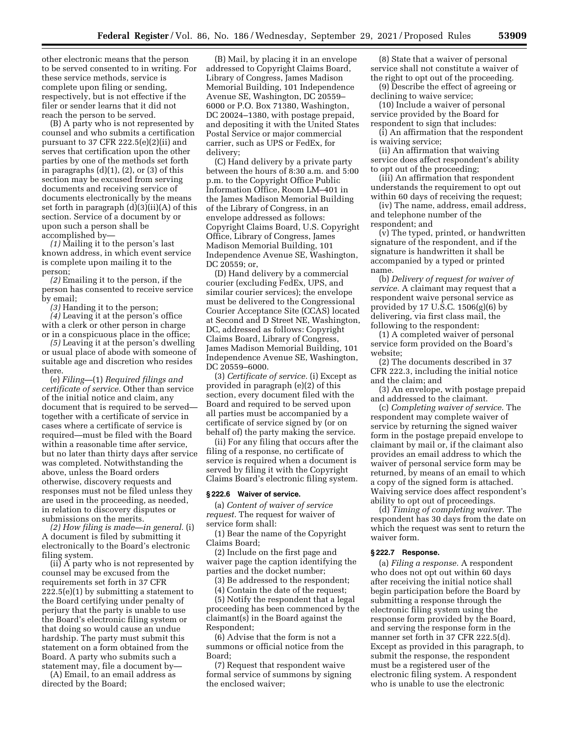other electronic means that the person to be served consented to in writing. For these service methods, service is complete upon filing or sending, respectively, but is not effective if the filer or sender learns that it did not reach the person to be served.

(B) A party who is not represented by counsel and who submits a certification pursuant to 37 CFR 222.5(e)(2)(ii) and serves that certification upon the other parties by one of the methods set forth in paragraphs (d)(1), (2), or (3) of this section may be excused from serving documents and receiving service of documents electronically by the means set forth in paragraph (d)(3)(ii)(A) of this section. Service of a document by or upon such a person shall be accomplished by—

*(1)* Mailing it to the person's last known address, in which event service is complete upon mailing it to the person;

*(2)* Emailing it to the person, if the person has consented to receive service by email;

*(3)* Handing it to the person;

*(4)* Leaving it at the person's office with a clerk or other person in charge or in a conspicuous place in the office;

*(5)* Leaving it at the person's dwelling or usual place of abode with someone of suitable age and discretion who resides there.

(e) *Filing*—(1) *Required filings and certificate of service.* Other than service of the initial notice and claim, any document that is required to be served—together with a certificate of service in cases where a certificate of service is required—must be filed with the Board within a reasonable time after service, but no later than thirty days after service was completed. Notwithstanding the above, unless the Board orders otherwise, discovery requests and responses must not be filed unless they are used in the proceeding, as needed, in relation to discovery disputes or submissions on the merits.

*(2) How filing is made—in general.* (i) A document is filed by submitting it electronically to the Board's electronic filing system.

(ii) A party who is not represented by counsel may be excused from the requirements set forth in 37 CFR 222.5(e)(1) by submitting a statement to the Board certifying under penalty of perjury that the party is unable to use the Board's electronic filing system or that doing so would cause an undue hardship. The party must submit this statement on a form obtained from the Board. A party who submits such a statement may, file a document by—

(A) Email, to an email address as directed by the Board;

(B) Mail, by placing it in an envelope addressed to Copyright Claims Board, Library of Congress, James Madison Memorial Building, 101 Independence Avenue SE, Washington, DC 20559–6000 or P.O. Box 71380, Washington, DC 20024–1380, with postage prepaid, and depositing it with the United States Postal Service or major commercial carrier, such as UPS or FedEx, for delivery;

(C) Hand delivery by a private party between the hours of 8:30 a.m. and 5:00 p.m. to the Copyright Office Public Information Office, Room LM–401 in the James Madison Memorial Building of the Library of Congress, in an envelope addressed as follows: Copyright Claims Board, U.S. Copyright Office, Library of Congress, James Madison Memorial Building, 101 Independence Avenue SE, Washington, DC 20559; or,

(D) Hand delivery by a commercial courier (excluding FedEx, UPS, and similar courier services); the envelope must be delivered to the Congressional Courier Acceptance Site (CCAS) located at Second and D Street NE, Washington, DC, addressed as follows: Copyright Claims Board, Library of Congress, James Madison Memorial Building, 101 Independence Avenue SE, Washington, DC 20559–6000.

(3) *Certificate of service.* (i) Except as provided in paragraph (e)(2) of this section, every document filed with the Board and required to be served upon all parties must be accompanied by a certificate of service signed by (or on behalf of) the party making the service.

(ii) For any filing that occurs after the filing of a response, no certificate of service is required when a document is served by filing it with the Copyright Claims Board's electronic filing system.

### § 222.6 Waiver of service.

(a) *Content of waiver of service request.* The request for waiver of service form shall:

(1) Bear the name of the Copyright Claims Board;

(2) Include on the first page and waiver page the caption identifying the parties and the docket number;

(3) Be addressed to the respondent;

(4) Contain the date of the request;

(5) Notify the respondent that a legal proceeding has been commenced by the claimant(s) in the Board against the Respondent;

(6) Advise that the form is not a summons or official notice from the Board;

(7) Request that respondent waive formal service of summons by signing the enclosed waiver;

(8) State that a waiver of personal service shall not constitute a waiver of the right to opt out of the proceeding.

(9) Describe the effect of agreeing or declining to waive service;

(10) Include a waiver of personal service provided by the Board for respondent to sign that includes:

(i) An affirmation that the respondent is waiving service;

(ii) An affirmation that waiving service does affect respondent's ability to opt out of the proceeding;

(iii) An affirmation that respondent understands the requirement to opt out within 60 days of receiving the request;

(iv) The name, address, email address, and telephone number of the respondent; and

(v) The typed, printed, or handwritten signature of the respondent, and if the signature is handwritten it shall be accompanied by a typed or printed name.

(b) *Delivery of request for waiver of service.* A claimant may request that a respondent waive personal service as provided by 17 U.S.C. 1506(g)(6) by delivering, via first class mail, the following to the respondent:

(1) A completed waiver of personal service form provided on the Board's website;

(2) The documents described in 37 CFR 222.3, including the initial notice and the claim; and

(3) An envelope, with postage prepaid and addressed to the claimant.

(c) *Completing waiver of service.* The respondent may complete waiver of service by returning the signed waiver form in the postage prepaid envelope to claimant by mail or, if the claimant also provides an email address to which the waiver of personal service form may be returned, by means of an email to which a copy of the signed form is attached. Waiving service does affect respondent's ability to opt out of proceedings.

(d) *Timing of completing waiver.* The respondent has 30 days from the date on which the request was sent to return the waiver form.

### § 222.7 Response.

(a) *Filing a response.* A respondent who does not opt out within 60 days after receiving the initial notice shall begin participation before the Board by submitting a response through the electronic filing system using the response form provided by the Board, and serving the response form in the manner set forth in 37 CFR 222.5(d). Except as provided in this paragraph, to submit the response, the respondent must be a registered user of the electronic filing system. A respondent who is unable to use the electronic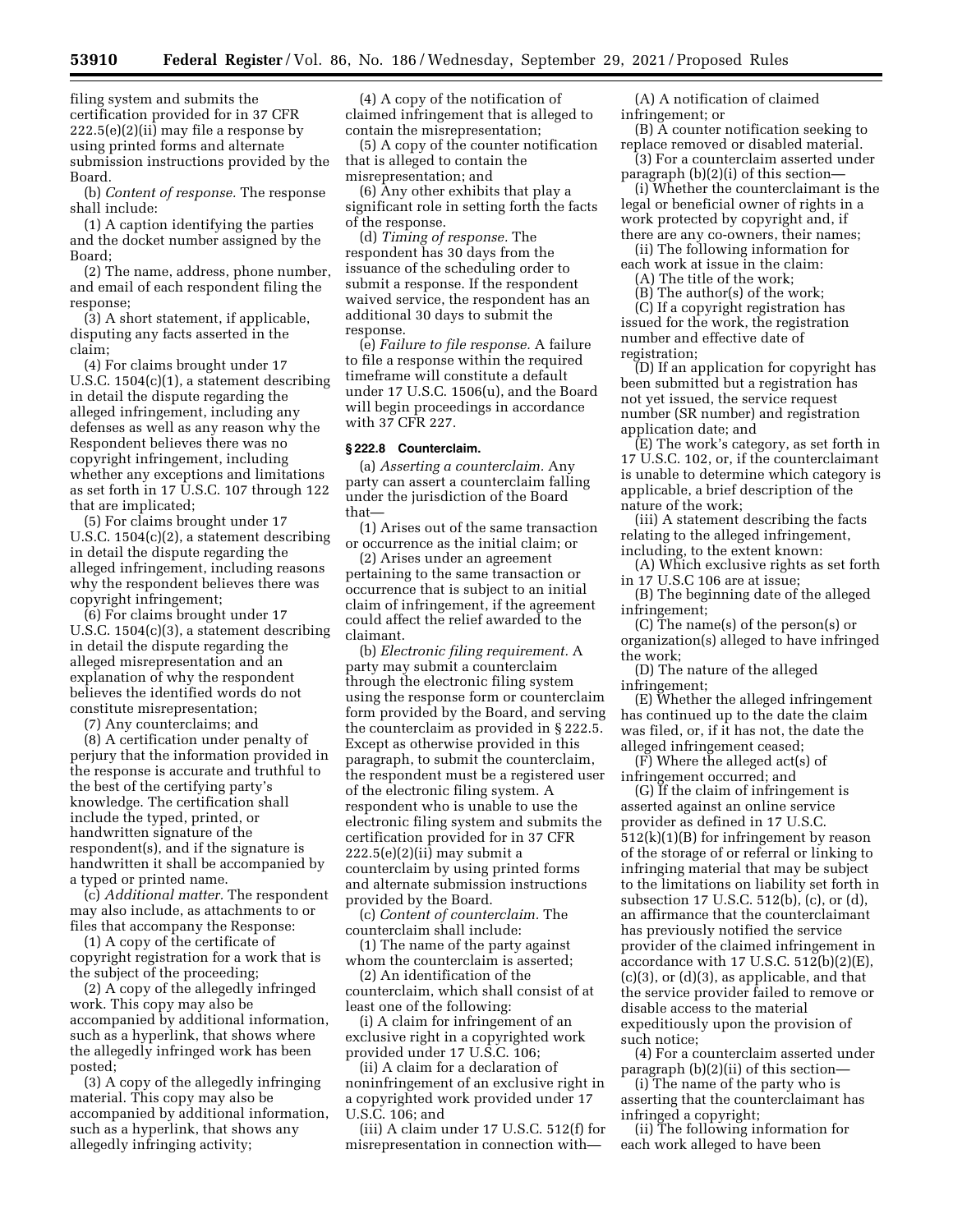filing system and submits the certification provided for in 37 CFR 222.5(e)(2)(ii) may file a response by using printed forms and alternate submission instructions provided by the Board.

(b) *Content of response.* The response shall include:

(1) A caption identifying the parties and the docket number assigned by the Board;

(2) The name, address, phone number, and email of each respondent filing the response;

(3) A short statement, if applicable, disputing any facts asserted in the claim;

(4) For claims brought under 17 U.S.C. 1504(c)(1), a statement describing in detail the dispute regarding the alleged infringement, including any defenses as well as any reason why the Respondent believes there was no copyright infringement, including whether any exceptions and limitations as set forth in 17 U.S.C. 107 through 122 that are implicated;

(5) For claims brought under 17 U.S.C. 1504(c)(2), a statement describing in detail the dispute regarding the alleged infringement, including reasons why the respondent believes there was copyright infringement;

(6) For claims brought under 17 U.S.C. 1504(c)(3), a statement describing in detail the dispute regarding the alleged misrepresentation and an explanation of why the respondent believes the identified words do not constitute misrepresentation;

(7) Any counterclaims; and

(8) A certification under penalty of perjury that the information provided in the response is accurate and truthful to the best of the certifying party's knowledge. The certification shall include the typed, printed, or handwritten signature of the respondent(s), and if the signature is handwritten it shall be accompanied by a typed or printed name.

(c) *Additional matter.* The respondent may also include, as attachments to or files that accompany the Response:

(1) A copy of the certificate of copyright registration for a work that is the subject of the proceeding;

(2) A copy of the allegedly infringed work. This copy may also be accompanied by additional information, such as a hyperlink, that shows where the allegedly infringed work has been posted;

(3) A copy of the allegedly infringing material. This copy may also be accompanied by additional information, such as a hyperlink, that shows any allegedly infringing activity;

(4) A copy of the notification of claimed infringement that is alleged to contain the misrepresentation;

(5) A copy of the counter notification that is alleged to contain the misrepresentation; and

(6) Any other exhibits that play a significant role in setting forth the facts of the response.

(d) *Timing of response.* The respondent has 30 days from the issuance of the scheduling order to submit a response. If the respondent waived service, the respondent has an additional 30 days to submit the response.

(e) *Failure to file response.* A failure to file a response within the required timeframe will constitute a default under 17 U.S.C. 1506(u), and the Board will begin proceedings in accordance with 37 CFR 227.

### § 222.8 Counterclaim.

(a) *Asserting a counterclaim.* Any party can assert a counterclaim falling under the jurisdiction of the Board that—

(1) Arises out of the same transaction or occurrence as the initial claim; or

(2) Arises under an agreement pertaining to the same transaction or occurrence that is subject to an initial claim of infringement, if the agreement could affect the relief awarded to the claimant.

(b) *Electronic filing requirement.* A party may submit a counterclaim through the electronic filing system using the response form or counterclaim form provided by the Board, and serving the counterclaim as provided in § 222.5. Except as otherwise provided in this paragraph, to submit the counterclaim, the respondent must be a registered user of the electronic filing system. A respondent who is unable to use the electronic filing system and submits the certification provided for in 37 CFR 222.5(e)(2)(ii) may submit a counterclaim by using printed forms and alternate submission instructions provided by the Board.

(c) *Content of counterclaim.* The counterclaim shall include:

(1) The name of the party against whom the counterclaim is asserted;

(2) An identification of the counterclaim, which shall consist of at least one of the following:

(i) A claim for infringement of an exclusive right in a copyrighted work provided under 17 U.S.C. 106;

(ii) A claim for a declaration of noninfringement of an exclusive right in a copyrighted work provided under 17 U.S.C. 106; and

(iii) A claim under 17 U.S.C. 512(f) for misrepresentation in connection with—

(A) A notification of claimed infringement; or

(B) A counter notification seeking to replace removed or disabled material.

(3) For a counterclaim asserted under paragraph (b)(2)(i) of this section—

(i) Whether the counterclaimant is the legal or beneficial owner of rights in a work protected by copyright and, if there are any co-owners, their names;

(ii) The following information for each work at issue in the claim:

(A) The title of the work;

(B) The author(s) of the work;

(C) If a copyright registration has issued for the work, the registration number and effective date of registration;

(D) If an application for copyright has been submitted but a registration has not yet issued, the service request number (SR number) and registration application date; and

(E) The work's category, as set forth in 17 U.S.C. 102, or, if the counterclaimant is unable to determine which category is applicable, a brief description of the nature of the work;

(iii) A statement describing the facts relating to the alleged infringement, including, to the extent known:

(A) Which exclusive rights as set forth in 17 U.S.C 106 are at issue;

(B) The beginning date of the alleged infringement;

(C) The name(s) of the person(s) or organization(s) alleged to have infringed the work;

(D) The nature of the alleged infringement;

(E) Whether the alleged infringement has continued up to the date the claim was filed, or, if it has not, the date the alleged infringement ceased;

(F) Where the alleged act(s) of infringement occurred; and

(G) If the claim of infringement is asserted against an online service provider as defined in 17 U.S.C. 512(k)(1)(B) for infringement by reason of the storage of or referral or linking to infringing material that may be subject to the limitations on liability set forth in subsection 17 U.S.C. 512(b), (c), or (d), an affirmance that the counterclaimant has previously notified the service provider of the claimed infringement in accordance with 17 U.S.C. 512(b)(2)(E), (c)(3), or (d)(3), as applicable, and that the service provider failed to remove or disable access to the material expeditiously upon the provision of such notice;

(4) For a counterclaim asserted under paragraph (b)(2)(ii) of this section—

(i) The name of the party who is asserting that the counterclaimant has infringed a copyright;

(ii) The following information for each work alleged to have been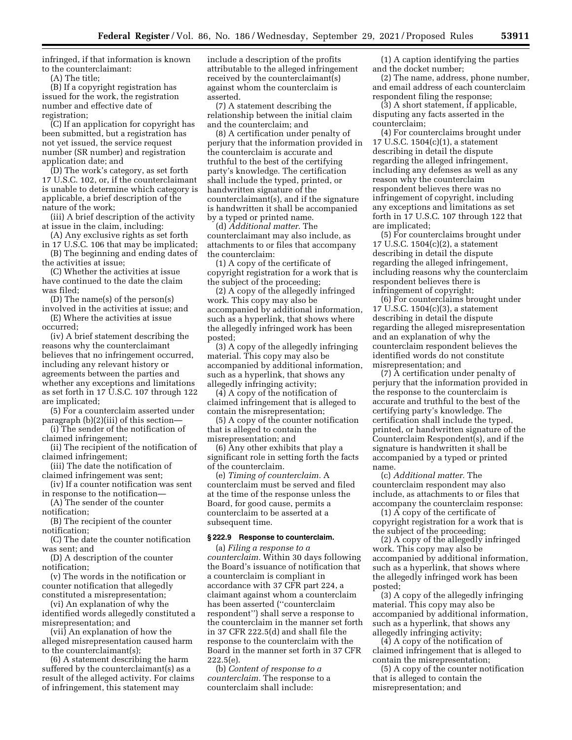infringed, if that information is known to the counterclaimant:

(A) The title;

(B) If a copyright registration has issued for the work, the registration number and effective date of registration;

(C) If an application for copyright has been submitted, but a registration has not yet issued, the service request number (SR number) and registration application date; and

(D) The work's category, as set forth 17 U.S.C. 102, or, if the counterclaimant is unable to determine which category is applicable, a brief description of the nature of the work;

(iii) A brief description of the activity at issue in the claim, including:

(A) Any exclusive rights as set forth in 17 U.S.C. 106 that may be implicated;

(B) The beginning and ending dates of the activities at issue;

(C) Whether the activities at issue have continued to the date the claim was filed;

(D) The name(s) of the person(s) involved in the activities at issue; and

(E) Where the activities at issue occurred;

(iv) A brief statement describing the reasons why the counterclaimant believes that no infringement occurred, including any relevant history or agreements between the parties and whether any exceptions and limitations as set forth in 17 U.S.C. 107 through 122 are implicated;

(5) For a counterclaim asserted under paragraph (b)(2)(iii) of this section—

(i) The sender of the notification of claimed infringement;

(ii) The recipient of the notification of claimed infringement;

(iii) The date the notification of claimed infringement was sent;

(iv) If a counter notification was sent in response to the notification—

(A) The sender of the counter notification;

(B) The recipient of the counter notification;

(C) The date the counter notification was sent; and

(D) A description of the counter notification;

(v) The words in the notification or counter notification that allegedly constituted a misrepresentation;

(vi) An explanation of why the identified words allegedly constituted a misrepresentation; and

(vii) An explanation of how the alleged misrepresentation caused harm to the counterclaimant(s);

(6) A statement describing the harm suffered by the counterclaimant(s) as a result of the alleged activity. For claims of infringement, this statement may include a description of the profits attributable to the alleged infringement received by the counterclaimant(s) against whom the counterclaim is asserted.

(7) A statement describing the relationship between the initial claim and the counterclaim; and

(8) A certification under penalty of perjury that the information provided in the counterclaim is accurate and truthful to the best of the certifying party's knowledge. The certification shall include the typed, printed, or handwritten signature of the counterclaimant(s), and if the signature is handwritten it shall be accompanied by a typed or printed name.

(d) *Additional matter.* The counterclaimant may also include, as attachments to or files that accompany the counterclaim:

(1) A copy of the certificate of copyright registration for a work that is the subject of the proceeding;

(2) A copy of the allegedly infringed work. This copy may also be accompanied by additional information, such as a hyperlink, that shows where the allegedly infringed work has been posted;

(3) A copy of the allegedly infringing material. This copy may also be accompanied by additional information, such as a hyperlink, that shows any allegedly infringing activity;

(4) A copy of the notification of claimed infringement that is alleged to contain the misrepresentation;

(5) A copy of the counter notification that is alleged to contain the misrepresentation; and

(6) Any other exhibits that play a significant role in setting forth the facts of the counterclaim.

(e) *Timing of counterclaim.* A counterclaim must be served and filed at the time of the response unless the Board, for good cause, permits a counterclaim to be asserted at a subsequent time.

**§ 222.9 Response to counterclaim.**

(a) *Filing a response to a counterclaim.* Within 30 days following the Board's issuance of notification that a counterclaim is compliant in accordance with 37 CFR part 224, a claimant against whom a counterclaim has been asserted ("counterclaim respondent") shall serve a response to the counterclaim in the manner set forth in 37 CFR 222.5(d) and shall file the response to the counterclaim with the Board in the manner set forth in 37 CFR 222.5(e).

(b) *Content of response to a counterclaim.* The response to a counterclaim shall include:

(1) A caption identifying the parties and the docket number;

(2) The name, address, phone number, and email address of each counterclaim respondent filing the response;

(3) A short statement, if applicable, disputing any facts asserted in the counterclaim;

(4) For counterclaims brought under 17 U.S.C. 1504(c)(1), a statement describing in detail the dispute regarding the alleged infringement, including any defenses as well as any reason why the counterclaim respondent believes there was no infringement of copyright, including any exceptions and limitations as set forth in 17 U.S.C. 107 through 122 that are implicated;

(5) For counterclaims brought under 17 U.S.C. 1504(c)(2), a statement describing in detail the dispute regarding the alleged infringement, including reasons why the counterclaim respondent believes there is infringement of copyright;

(6) For counterclaims brought under 17 U.S.C. 1504(c)(3), a statement describing in detail the dispute regarding the alleged misrepresentation and an explanation of why the counterclaim respondent believes the identified words do not constitute misrepresentation; and

(7) A certification under penalty of perjury that the information provided in the response to the counterclaim is accurate and truthful to the best of the certifying party's knowledge. The certification shall include the typed, printed, or handwritten signature of the Counterclaim Respondent(s), and if the signature is handwritten it shall be accompanied by a typed or printed name.

(c) *Additional matter.* The counterclaim respondent may also include, as attachments to or files that accompany the counterclaim response:

(1) A copy of the certificate of copyright registration for a work that is the subject of the proceeding;

(2) A copy of the allegedly infringed work. This copy may also be accompanied by additional information, such as a hyperlink, that shows where the allegedly infringed work has been posted;

(3) A copy of the allegedly infringing material. This copy may also be accompanied by additional information, such as a hyperlink, that shows any allegedly infringing activity;

(4) A copy of the notification of claimed infringement that is alleged to contain the misrepresentation;

(5) A copy of the counter notification that is alleged to contain the misrepresentation; and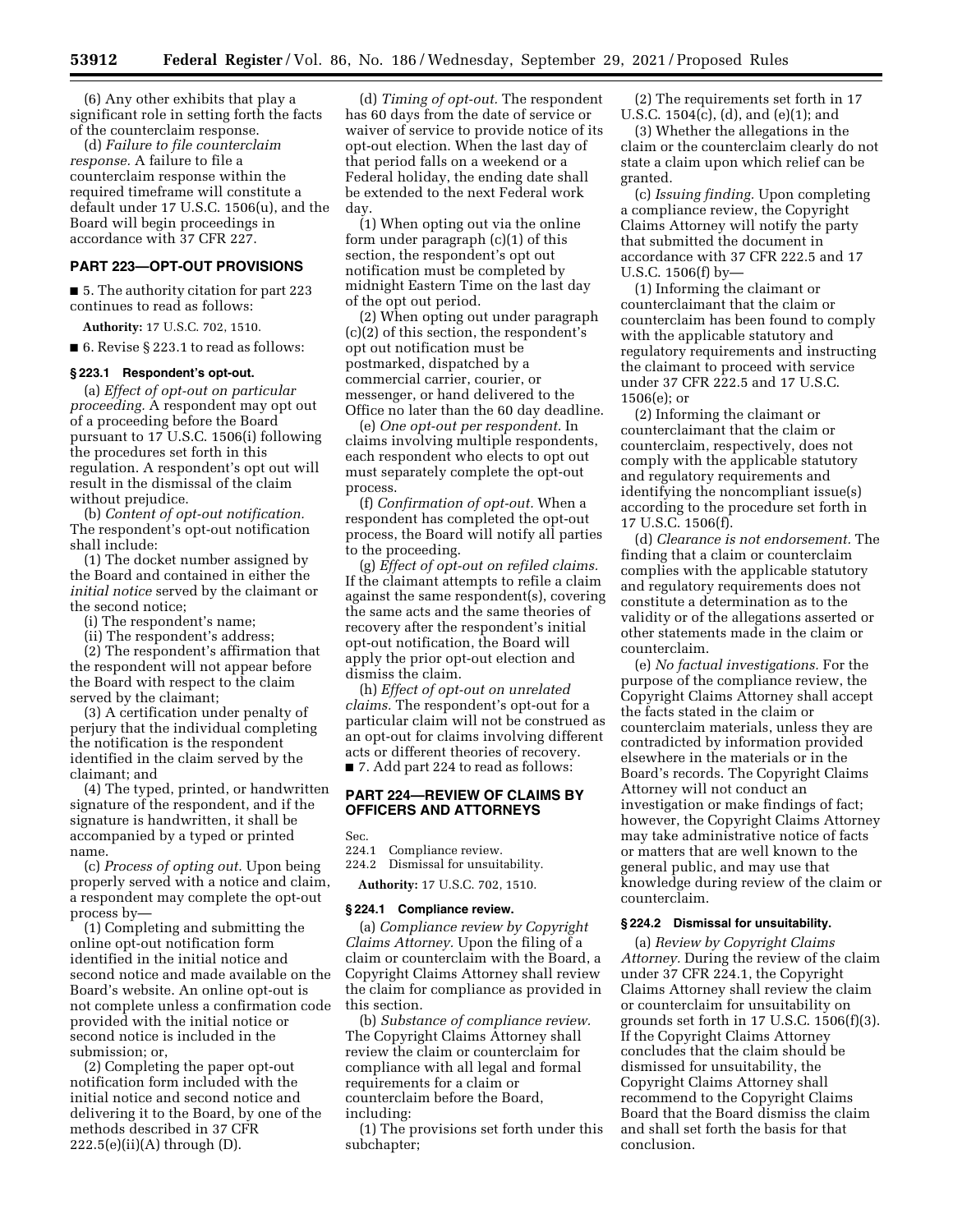(6) Any other exhibits that play a significant role in setting forth the facts of the counterclaim response.

(d) *Failure to file counterclaim response.* A failure to file a counterclaim response within the required timeframe will constitute a default under 17 U.S.C. 1506(u), and the Board will begin proceedings in accordance with 37 CFR 227.

## PART 223—OPT-OUT PROVISIONS

■ 5. The authority citation for part 223 continues to read as follows:

**Authority:** 17 U.S.C. 702, 1510.

■ 6. Revise § 223.1 to read as follows:

### § 223.1 Respondent's opt-out.

(a) *Effect of opt-out on particular proceeding.* A respondent may opt out of a proceeding before the Board pursuant to 17 U.S.C. 1506(i) following the procedures set forth in this regulation. A respondent's opt out will result in the dismissal of the claim without prejudice.

(b) *Content of opt-out notification.* The respondent's opt-out notification shall include:

(1) The docket number assigned by the Board and contained in either the *initial notice* served by the claimant or the second notice;

(i) The respondent's name;

(ii) The respondent's address;

(2) The respondent's affirmation that the respondent will not appear before the Board with respect to the claim served by the claimant;

(3) A certification under penalty of perjury that the individual completing the notification is the respondent identified in the claim served by the claimant; and

(4) The typed, printed, or handwritten signature of the respondent, and if the signature is handwritten, it shall be accompanied by a typed or printed name.

(c) *Process of opting out.* Upon being properly served with a notice and claim, a respondent may complete the opt-out process by—

(1) Completing and submitting the online opt-out notification form identified in the initial notice and second notice and made available on the Board's website. An online opt-out is not complete unless a confirmation code provided with the initial notice or second notice is included in the submission; or,

(2) Completing the paper opt-out notification form included with the initial notice and second notice and delivering it to the Board, by one of the methods described in 37 CFR 222.5(e)(ii)(A) through (D).

(d) *Timing of opt-out.* The respondent has 60 days from the date of service or waiver of service to provide notice of its opt-out election. When the last day of that period falls on a weekend or a Federal holiday, the ending date shall be extended to the next Federal work day.

(1) When opting out via the online form under paragraph (c)(1) of this section, the respondent's opt out notification must be completed by midnight Eastern Time on the last day of the opt out period.

(2) When opting out under paragraph (c)(2) of this section, the respondent's opt out notification must be postmarked, dispatched by a commercial carrier, courier, or messenger, or hand delivered to the Office no later than the 60 day deadline.

(e) *One opt-out per respondent.* In claims involving multiple respondents, each respondent who elects to opt out must separately complete the opt-out process.

(f) *Confirmation of opt-out.* When a respondent has completed the opt-out process, the Board will notify all parties to the proceeding.

(g) *Effect of opt-out on refiled claims.* If the claimant attempts to refile a claim against the same respondent(s), covering the same acts and the same theories of recovery after the respondent's initial opt-out notification, the Board will apply the prior opt-out election and dismiss the claim.

(h) *Effect of opt-out on unrelated claims.* The respondent's opt-out for a particular claim will not be construed as an opt-out for claims involving different acts or different theories of recovery.

■ 7. Add part 224 to read as follows:

## PART 224—REVIEW OF CLAIMS BY OFFICERS AND ATTORNEYS

Sec.
224.1 Compliance review.
224.2 Dismissal for unsuitability.

**Authority:** 17 U.S.C. 702, 1510.

### § 224.1 Compliance review.

(a) *Compliance review by Copyright Claims Attorney.* Upon the filing of a claim or counterclaim with the Board, a Copyright Claims Attorney shall review the claim for compliance as provided in this section.

(b) *Substance of compliance review.* The Copyright Claims Attorney shall review the claim or counterclaim for compliance with all legal and formal requirements for a claim or counterclaim before the Board, including:

(1) The provisions set forth under this subchapter;

(2) The requirements set forth in 17 U.S.C. 1504(c), (d), and (e)(1); and

(3) Whether the allegations in the claim or the counterclaim clearly do not state a claim upon which relief can be granted.

(c) *Issuing finding.* Upon completing a compliance review, the Copyright Claims Attorney will notify the party that submitted the document in accordance with 37 CFR 222.5 and 17 U.S.C. 1506(f) by—

(1) Informing the claimant or counterclaimant that the claim or counterclaim has been found to comply with the applicable statutory and regulatory requirements and instructing the claimant to proceed with service under 37 CFR 222.5 and 17 U.S.C. 1506(e); or

(2) Informing the claimant or counterclaimant that the claim or counterclaim, respectively, does not comply with the applicable statutory and regulatory requirements and identifying the noncompliant issue(s) according to the procedure set forth in 17 U.S.C. 1506(f).

(d) *Clearance is not endorsement.* The finding that a claim or counterclaim complies with the applicable statutory and regulatory requirements does not constitute a determination as to the validity or of the allegations asserted or other statements made in the claim or counterclaim.

(e) *No factual investigations.* For the purpose of the compliance review, the Copyright Claims Attorney shall accept the facts stated in the claim or counterclaim materials, unless they are contradicted by information provided elsewhere in the materials or in the Board's records. The Copyright Claims Attorney will not conduct an investigation or make findings of fact; however, the Copyright Claims Attorney may take administrative notice of facts or matters that are well known to the general public, and may use that knowledge during review of the claim or counterclaim.

### § 224.2 Dismissal for unsuitability.

(a) *Review by Copyright Claims Attorney.* During the review of the claim under 37 CFR 224.1, the Copyright Claims Attorney shall review the claim or counterclaim for unsuitability on grounds set forth in 17 U.S.C. 1506(f)(3). If the Copyright Claims Attorney concludes that the claim should be dismissed for unsuitability, the Copyright Claims Attorney shall recommend to the Copyright Claims Board that the Board dismiss the claim and shall set forth the basis for that conclusion.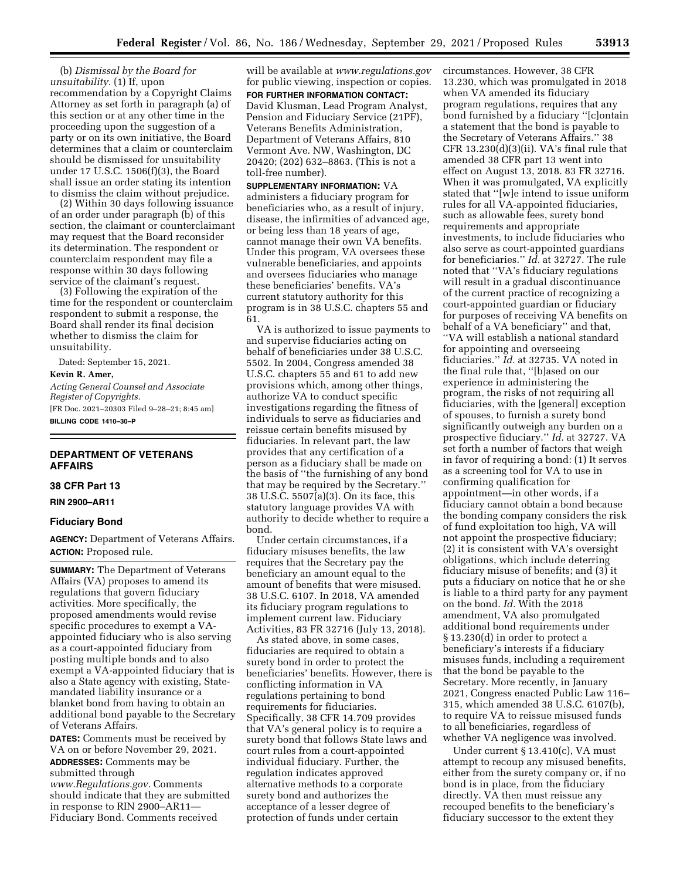(b) *Dismissal by the Board for unsuitability.* (1) If, upon recommendation by a Copyright Claims Attorney as set forth in paragraph (a) of this section or at any other time in the proceeding upon the suggestion of a party or on its own initiative, the Board determines that a claim or counterclaim should be dismissed for unsuitability under 17 U.S.C. 1506(f)(3), the Board shall issue an order stating its intention to dismiss the claim without prejudice.

(2) Within 30 days following issuance of an order under paragraph (b) of this section, the claimant or counterclaimant may request that the Board reconsider its determination. The respondent or counterclaim respondent may file a response within 30 days following service of the claimant's request.

(3) Following the expiration of the time for the respondent or counterclaim respondent to submit a response, the Board shall render its final decision whether to dismiss the claim for unsuitability.

Dated: September 15, 2021.

**Kevin R. Amer,**

*Acting General Counsel and Associate Register of Copyrights.*

[FR Doc. 2021–20303 Filed 9–28–21; 8:45 am]

**BILLING CODE 1410–30–P**

## DEPARTMENT OF VETERANS AFFAIRS

### 38 CFR Part 13

**RIN 2900–AR11**

### Fiduciary Bond

**AGENCY:** Department of Veterans Affairs.

**ACTION:** Proposed rule.

**SUMMARY:** The Department of Veterans Affairs (VA) proposes to amend its regulations that govern fiduciary activities. More specifically, the proposed amendments would revise specific procedures to exempt a VA-appointed fiduciary who is also serving as a court-appointed fiduciary from posting multiple bonds and to also exempt a VA-appointed fiduciary that is also a State agency with existing, State-mandated liability insurance or a blanket bond from having to obtain an additional bond payable to the Secretary of Veterans Affairs.

**DATES:** Comments must be received by VA on or before November 29, 2021.

**ADDRESSES:** Comments may be submitted through *www.Regulations.gov.* Comments should indicate that they are submitted in response to RIN 2900–AR11—Fiduciary Bond. Comments received will be available at *www.regulations.gov* for public viewing, inspection or copies.

**FOR FURTHER INFORMATION CONTACT:** David Klusman, Lead Program Analyst, Pension and Fiduciary Service (21PF), Veterans Benefits Administration, Department of Veterans Affairs, 810 Vermont Ave. NW, Washington, DC 20420; (202) 632–8863. (This is not a toll-free number).

**SUPPLEMENTARY INFORMATION:** VA administers a fiduciary program for beneficiaries who, as a result of injury, disease, the infirmities of advanced age, or being less than 18 years of age, cannot manage their own VA benefits. Under this program, VA oversees these vulnerable beneficiaries, and appoints and oversees fiduciaries who manage these beneficiaries' benefits. VA's current statutory authority for this program is in 38 U.S.C. chapters 55 and 61.

VA is authorized to issue payments to and supervise fiduciaries acting on behalf of beneficiaries under 38 U.S.C. 5502. In 2004, Congress amended 38 U.S.C. chapters 55 and 61 to add new provisions which, among other things, authorize VA to conduct specific investigations regarding the fitness of individuals to serve as fiduciaries and reissue certain benefits misused by fiduciaries. In relevant part, the law provides that any certification of a person as a fiduciary shall be made on the basis of ''the furnishing of any bond that may be required by the Secretary.'' 38 U.S.C. 5507(a)(3). On its face, this statutory language provides VA with authority to decide whether to require a bond.

Under certain circumstances, if a fiduciary misuses benefits, the law requires that the Secretary pay the beneficiary an amount equal to the amount of benefits that were misused. 38 U.S.C. 6107. In 2018, VA amended its fiduciary program regulations to implement current law. Fiduciary Activities, 83 FR 32716 (July 13, 2018).

As stated above, in some cases, fiduciaries are required to obtain a surety bond in order to protect the beneficiaries' benefits. However, there is conflicting information in VA regulations pertaining to bond requirements for fiduciaries. Specifically, 38 CFR 14.709 provides that VA's general policy is to require a surety bond that follows State laws and court rules from a court-appointed individual fiduciary. Further, the regulation indicates approved alternative methods to a corporate surety bond and authorizes the acceptance of a lesser degree of protection of funds under certain circumstances. However, 38 CFR 13.230, which was promulgated in 2018 when VA amended its fiduciary program regulations, requires that any bond furnished by a fiduciary ''[c]ontain a statement that the bond is payable to the Secretary of Veterans Affairs.'' 38 CFR 13.230(d)(3)(ii). VA's final rule that amended 38 CFR part 13 went into effect on August 13, 2018. 83 FR 32716. When it was promulgated, VA explicitly stated that ''[w]e intend to issue uniform rules for all VA-appointed fiduciaries, such as allowable fees, surety bond requirements and appropriate investments, to include fiduciaries who also serve as court-appointed guardians for beneficiaries.'' *Id.* at 32727. The rule noted that ''VA's fiduciary regulations will result in a gradual discontinuance of the current practice of recognizing a court-appointed guardian or fiduciary for purposes of receiving VA benefits on behalf of a VA beneficiary'' and that, ''VA will establish a national standard for appointing and overseeing fiduciaries.'' *Id.* at 32735. VA noted in the final rule that, ''[b]ased on our experience in administering the program, the risks of not requiring all fiduciaries, with the [general] exception of spouses, to furnish a surety bond significantly outweigh any burden on a prospective fiduciary.'' *Id.* at 32727. VA set forth a number of factors that weigh in favor of requiring a bond: (1) It serves as a screening tool for VA to use in confirming qualification for appointment—in other words, if a fiduciary cannot obtain a bond because the bonding company considers the risk of fund exploitation too high, VA will not appoint the prospective fiduciary; (2) it is consistent with VA's oversight obligations, which include deterring fiduciary misuse of benefits; and (3) it puts a fiduciary on notice that he or she is liable to a third party for any payment on the bond. *Id.* With the 2018 amendment, VA also promulgated additional bond requirements under § 13.230(d) in order to protect a beneficiary's interests if a fiduciary misuses funds, including a requirement that the bond be payable to the Secretary. More recently, in January 2021, Congress enacted Public Law 116–315, which amended 38 U.S.C. 6107(b), to require VA to reissue misused funds to all beneficiaries, regardless of whether VA negligence was involved.

Under current § 13.410(c), VA must attempt to recoup any misused benefits, either from the surety company or, if no bond is in place, from the fiduciary directly. VA then must reissue any recouped benefits to the beneficiary's fiduciary successor to the extent they